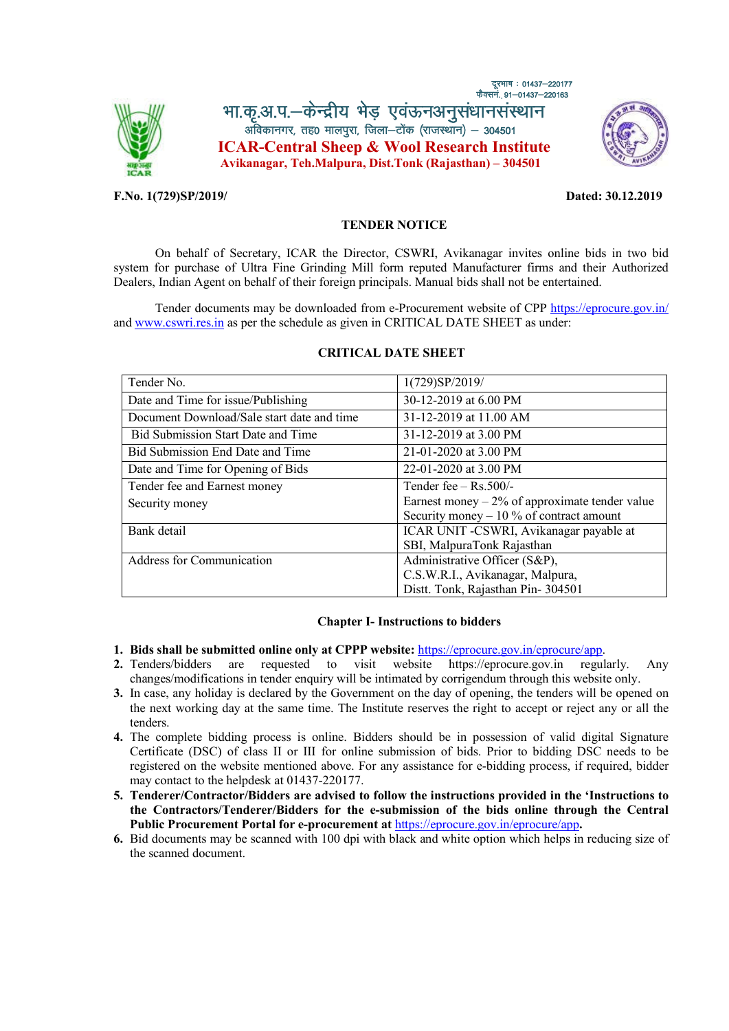दूरभाष : 01437–220177
फैक्सनं. 91–01437–220163

# भा.कृ.अ.प.–केन्द्रीय भेड़ एवंऊनअनुसंधानसंस्थान

अविकानगर, तह0 मालपुरा, जिला–टोंक (राजस्थान) – 304501

# ICAR-Central Sheep & Wool Research Institute

**Avikanagar, Teh.Malpura, Dist.Tonk (Rajasthan) – 304501**

**F.No. 1(729)SP/2019/** **Dated: 30.12.2019**

## TENDER NOTICE

On behalf of Secretary, ICAR the Director, CSWRI, Avikanagar invites online bids in two bid system for purchase of Ultra Fine Grinding Mill form reputed Manufacturer firms and their Authorized Dealers, Indian Agent on behalf of their foreign principals. Manual bids shall not be entertained.

Tender documents may be downloaded from e-Procurement website of CPP https://eprocure.gov.in/ and www.cswri.res.in as per the schedule as given in CRITICAL DATE SHEET as under:

## CRITICAL DATE SHEET

| Tender No. | 1(729)SP/2019/ |
|---|---|
| Date and Time for issue/Publishing | 30-12-2019 at 6.00 PM |
| Document Download/Sale start date and time | 31-12-2019 at 11.00 AM |
| Bid Submission Start Date and Time | 31-12-2019 at 3.00 PM |
| Bid Submission End Date and Time | 21-01-2020 at 3.00 PM |
| Date and Time for Opening of Bids | 22-01-2020 at 3.00 PM |
| Tender fee and Earnest money<br>Security money | Tender fee – Rs.500/-<br>Earnest money – 2% of approximate tender value<br>Security money – 10 % of contract amount |
| Bank detail | ICAR UNIT -CSWRI, Avikanagar payable at SBI, MalpuraTonk Rajasthan |
| Address for Communication | Administrative Officer (S&P),<br>C.S.W.R.I., Avikanagar, Malpura,<br>Distt. Tonk, Rajasthan Pin- 304501 |

### Chapter I- Instructions to bidders

1. **Bids shall be submitted online only at CPPP website:** https://eprocure.gov.in/eprocure/app.
2. Tenders/bidders are requested to visit website https://eprocure.gov.in regularly. Any changes/modifications in tender enquiry will be intimated by corrigendum through this website only.
3. In case, any holiday is declared by the Government on the day of opening, the tenders will be opened on the next working day at the same time. The Institute reserves the right to accept or reject any or all the tenders.
4. The complete bidding process is online. Bidders should be in possession of valid digital Signature Certificate (DSC) of class II or III for online submission of bids. Prior to bidding DSC needs to be registered on the website mentioned above. For any assistance for e-bidding process, if required, bidder may contact to the helpdesk at 01437-220177.
5. **Tenderer/Contractor/Bidders are advised to follow the instructions provided in the 'Instructions to the Contractors/Tenderer/Bidders for the e-submission of the bids online through the Central Public Procurement Portal for e-procurement at https://eprocure.gov.in/eprocure/app.**
6. Bid documents may be scanned with 100 dpi with black and white option which helps in reducing size of the scanned document.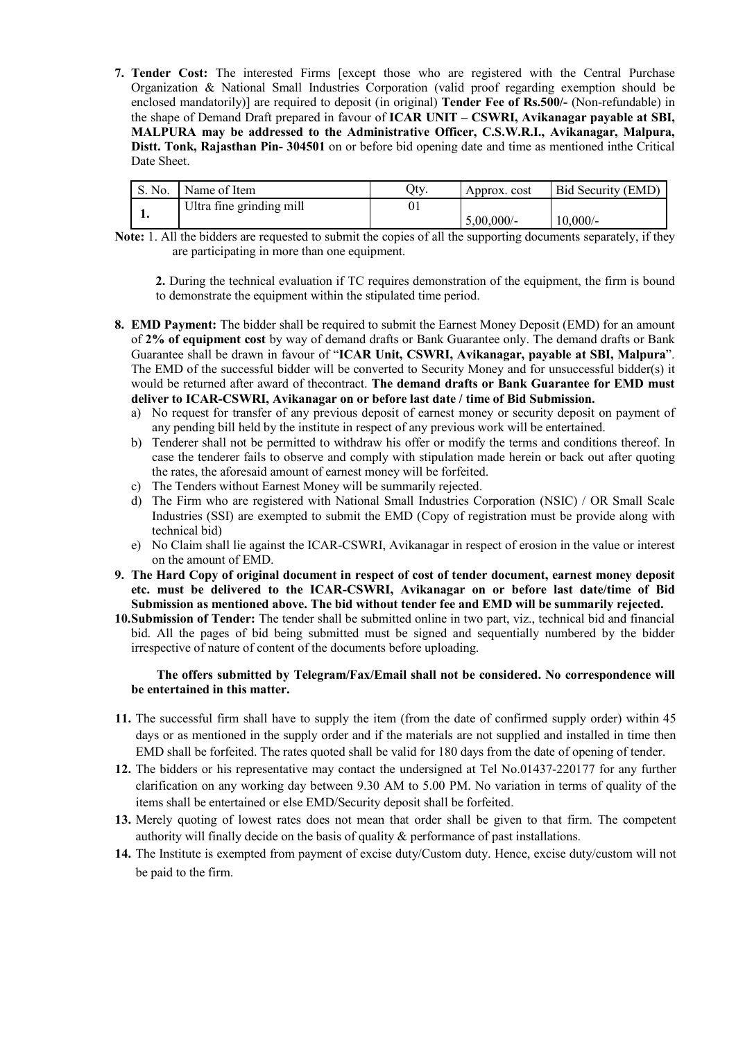7. **Tender Cost:** The interested Firms [except those who are registered with the Central Purchase Organization & National Small Industries Corporation (valid proof regarding exemption should be enclosed mandatorily)] are required to deposit (in original) **Tender Fee of Rs.500/-** (Non-refundable) in the shape of Demand Draft prepared in favour of **ICAR UNIT – CSWRI, Avikanagar payable at SBI, MALPURA may be addressed to the Administrative Officer, C.S.W.R.I., Avikanagar, Malpura, Distt. Tonk, Rajasthan Pin- 304501** on or before bid opening date and time as mentioned inthe Critical Date Sheet.

| S. No. | Name of Item | Qty. | Approx. cost | Bid Security (EMD) |
|---|---|---|---|---|
| **1.** | Ultra fine grinding mill | 01 | 5,00,000/- | 10,000/- |

**Note:** 1. All the bidders are requested to submit the copies of all the supporting documents separately, if they are participating in more than one equipment.

**2.** During the technical evaluation if TC requires demonstration of the equipment, the firm is bound to demonstrate the equipment within the stipulated time period.

8. **EMD Payment:** The bidder shall be required to submit the Earnest Money Deposit (EMD) for an amount of **2% of equipment cost** by way of demand drafts or Bank Guarantee only. The demand drafts or Bank Guarantee shall be drawn in favour of "**ICAR Unit, CSWRI, Avikanagar, payable at SBI, Malpura**". The EMD of the successful bidder will be converted to Security Money and for unsuccessful bidder(s) it would be returned after award of thecontract. **The demand drafts or Bank Guarantee for EMD must deliver to ICAR-CSWRI, Avikanagar on or before last date / time of Bid Submission.**
   a) No request for transfer of any previous deposit of earnest money or security deposit on payment of any pending bill held by the institute in respect of any previous work will be entertained.
   b) Tenderer shall not be permitted to withdraw his offer or modify the terms and conditions thereof. In case the tenderer fails to observe and comply with stipulation made herein or back out after quoting the rates, the aforesaid amount of earnest money will be forfeited.
   c) The Tenders without Earnest Money will be summarily rejected.
   d) The Firm who are registered with National Small Industries Corporation (NSIC) / OR Small Scale Industries (SSI) are exempted to submit the EMD (Copy of registration must be provide along with technical bid)
   e) No Claim shall lie against the ICAR-CSWRI, Avikanagar in respect of erosion in the value or interest on the amount of EMD.
9. **The Hard Copy of original document in respect of cost of tender document, earnest money deposit etc. must be delivered to the ICAR-CSWRI, Avikanagar on or before last date/time of Bid Submission as mentioned above. The bid without tender fee and EMD will be summarily rejected.**
10. **Submission of Tender:** The tender shall be submitted online in two part, viz., technical bid and financial bid. All the pages of bid being submitted must be signed and sequentially numbered by the bidder irrespective of nature of content of the documents before uploading.

    **The offers submitted by Telegram/Fax/Email shall not be considered. No correspondence will be entertained in this matter.**

11. The successful firm shall have to supply the item (from the date of confirmed supply order) within 45 days or as mentioned in the supply order and if the materials are not supplied and installed in time then EMD shall be forfeited. The rates quoted shall be valid for 180 days from the date of opening of tender.
12. The bidders or his representative may contact the undersigned at Tel No.01437-220177 for any further clarification on any working day between 9.30 AM to 5.00 PM. No variation in terms of quality of the items shall be entertained or else EMD/Security deposit shall be forfeited.
13. Merely quoting of lowest rates does not mean that order shall be given to that firm. The competent authority will finally decide on the basis of quality & performance of past installations.
14. The Institute is exempted from payment of excise duty/Custom duty. Hence, excise duty/custom will not be paid to the firm.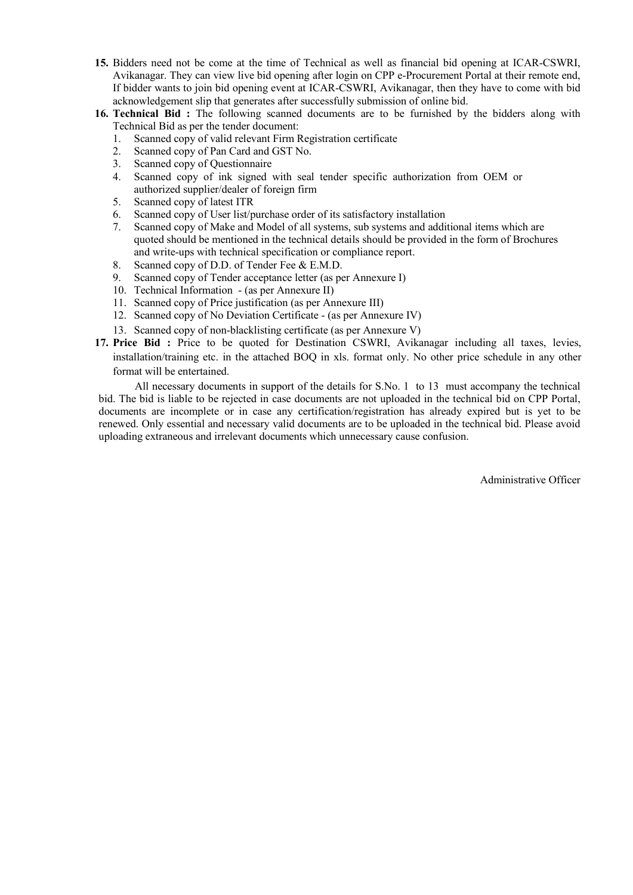15. Bidders need not be come at the time of Technical as well as financial bid opening at ICAR-CSWRI, Avikanagar. They can view live bid opening after login on CPP e-Procurement Portal at their remote end, If bidder wants to join bid opening event at ICAR-CSWRI, Avikanagar, then they have to come with bid acknowledgement slip that generates after successfully submission of online bid.

16. **Technical Bid :** The following scanned documents are to be furnished by the bidders along with Technical Bid as per the tender document:
    1. Scanned copy of valid relevant Firm Registration certificate
    2. Scanned copy of Pan Card and GST No.
    3. Scanned copy of Questionnaire
    4. Scanned copy of ink signed with seal tender specific authorization from OEM or authorized supplier/dealer of foreign firm
    5. Scanned copy of latest ITR
    6. Scanned copy of User list/purchase order of its satisfactory installation
    7. Scanned copy of Make and Model of all systems, sub systems and additional items which are quoted should be mentioned in the technical details should be provided in the form of Brochures and write-ups with technical specification or compliance report.
    8. Scanned copy of D.D. of Tender Fee & E.M.D.
    9. Scanned copy of Tender acceptance letter (as per Annexure I)
    10. Technical Information - (as per Annexure II)
    11. Scanned copy of Price justification (as per Annexure III)
    12. Scanned copy of No Deviation Certificate - (as per Annexure IV)
    13. Scanned copy of non-blacklisting certificate (as per Annexure V)

17. **Price Bid :** Price to be quoted for Destination CSWRI, Avikanagar including all taxes, levies, installation/training etc. in the attached BOQ in xls. format only. No other price schedule in any other format will be entertained.

All necessary documents in support of the details for S.No. 1 to 13 must accompany the technical bid. The bid is liable to be rejected in case documents are not uploaded in the technical bid on CPP Portal, documents are incomplete or in case any certification/registration has already expired but is yet to be renewed. Only essential and necessary valid documents are to be uploaded in the technical bid. Please avoid uploading extraneous and irrelevant documents which unnecessary cause confusion.

Administrative Officer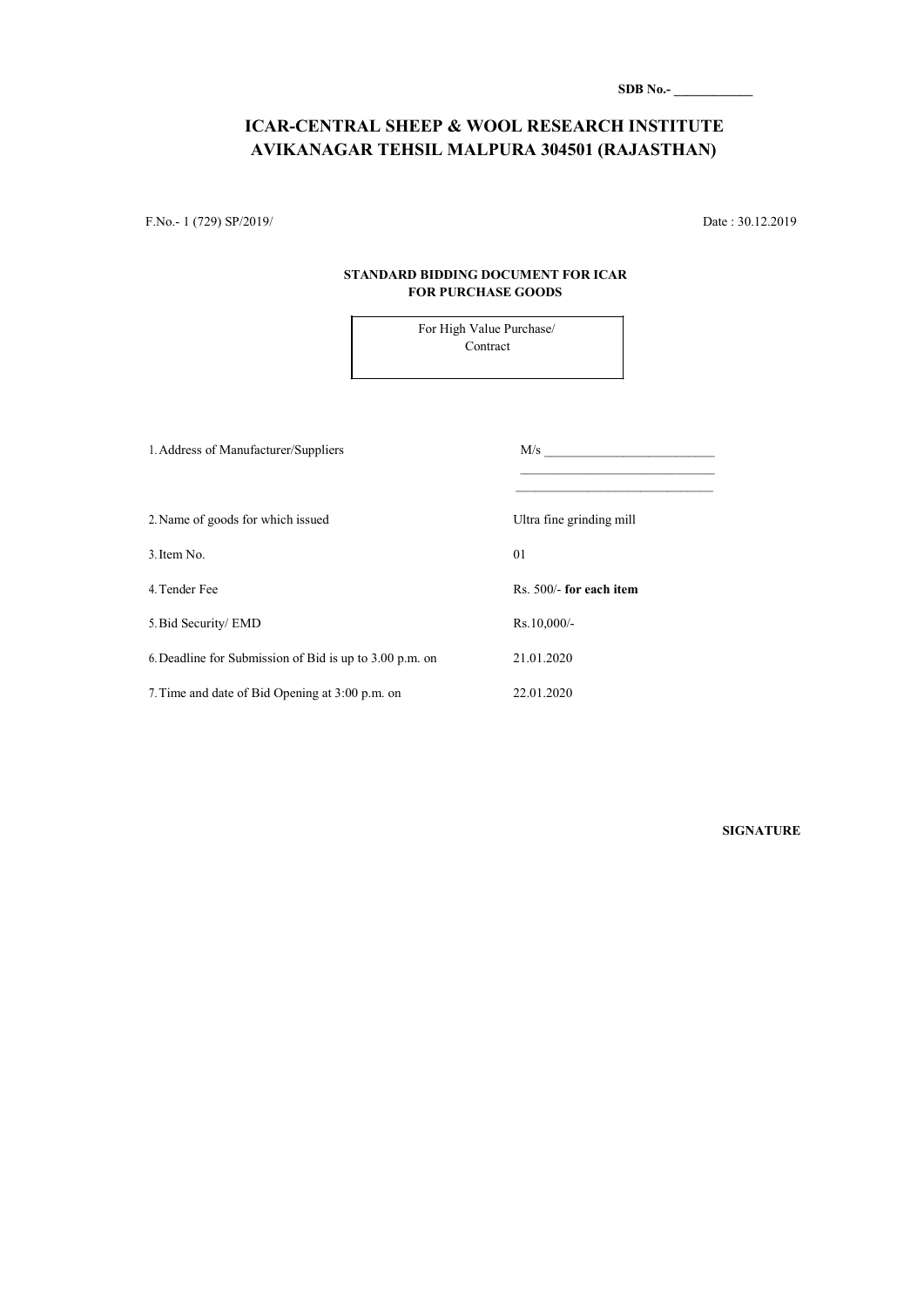**SDB No.- ____________**

# ICAR-CENTRAL SHEEP & WOOL RESEARCH INSTITUTE
# AVIKANAGAR TEHSIL MALPURA 304501 (RAJASTHAN)

F.No.- 1 (729) SP/2019/ Date : 30.12.2019

**STANDARD BIDDING DOCUMENT FOR ICAR**
**FOR PURCHASE GOODS**

| For High Value Purchase/ Contract |
|---|

| | |
|---|---|
| 1. Address of Manufacturer/Suppliers | M/s ___________________________ <br> ______________________________ <br> ______________________________ |
| 2. Name of goods for which issued | Ultra fine grinding mill |
| 3. Item No. | 01 |
| 4. Tender Fee | Rs. 500/- **for each item** |
| 5. Bid Security/ EMD | Rs.10,000/- |
| 6. Deadline for Submission of Bid is up to 3.00 p.m. on | 21.01.2020 |
| 7. Time and date of Bid Opening at 3:00 p.m. on | 22.01.2020 |

**SIGNATURE**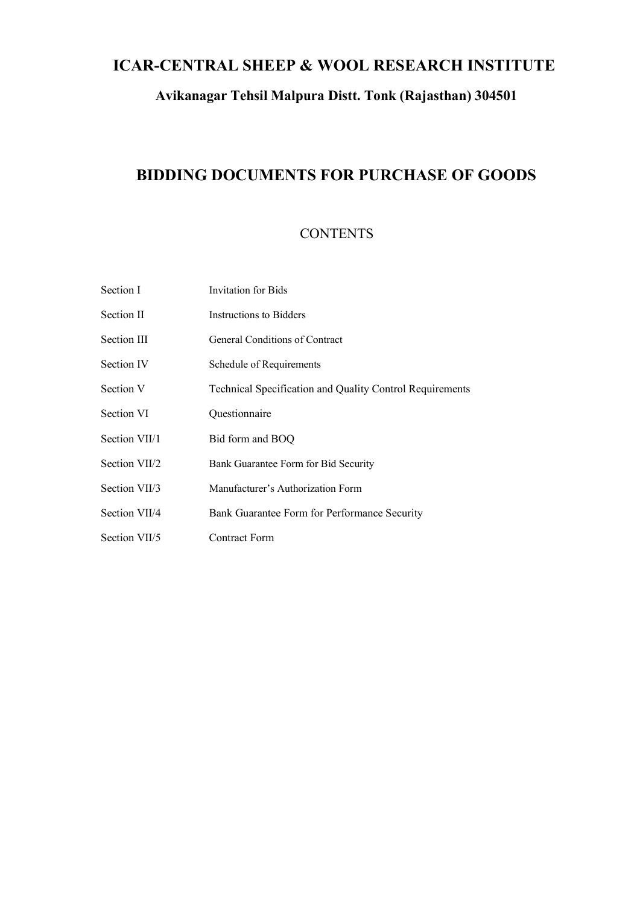# ICAR-CENTRAL SHEEP & WOOL RESEARCH INSTITUTE

### Avikanagar Tehsil Malpura Distt. Tonk (Rajasthan) 304501

## BIDDING DOCUMENTS FOR PURCHASE OF GOODS

CONTENTS

| | |
|---|---|
| Section I | Invitation for Bids |
| Section II | Instructions to Bidders |
| Section III | General Conditions of Contract |
| Section IV | Schedule of Requirements |
| Section V | Technical Specification and Quality Control Requirements |
| Section VI | Questionnaire |
| Section VII/1 | Bid form and BOQ |
| Section VII/2 | Bank Guarantee Form for Bid Security |
| Section VII/3 | Manufacturer's Authorization Form |
| Section VII/4 | Bank Guarantee Form for Performance Security |
| Section VII/5 | Contract Form |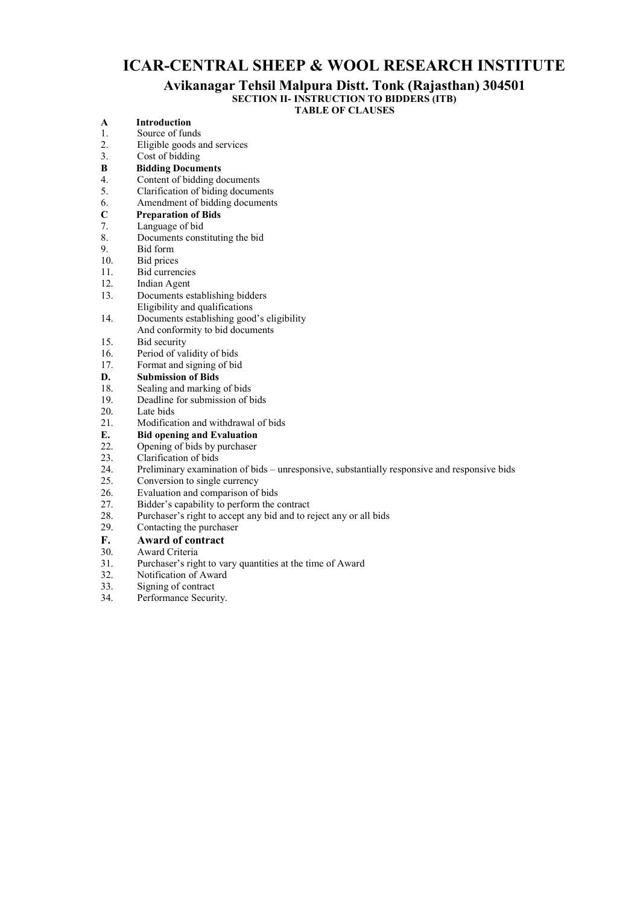# ICAR-CENTRAL SHEEP & WOOL RESEARCH INSTITUTE

## Avikanagar Tehsil Malpura Distt. Tonk (Rajasthan) 304501

**SECTION II- INSTRUCTION TO BIDDERS (ITB)**

**TABLE OF CLAUSES**

**A Introduction**

1. Source of funds
2. Eligible goods and services
3. Cost of bidding

**B Bidding Documents**

4. Content of bidding documents
5. Clarification of biding documents
6. Amendment of bidding documents

**C Preparation of Bids**

7. Language of bid
8. Documents constituting the bid
9. Bid form
10. Bid prices
11. Bid currencies
12. Indian Agent
13. Documents establishing bidders Eligibility and qualifications
14. Documents establishing good's eligibility And conformity to bid documents
15. Bid security
16. Period of validity of bids
17. Format and signing of bid

**D. Submission of Bids**

18. Sealing and marking of bids
19. Deadline for submission of bids
20. Late bids
21. Modification and withdrawal of bids

**E. Bid opening and Evaluation**

22. Opening of bids by purchaser
23. Clarification of bids
24. Preliminary examination of bids – unresponsive, substantially responsive and responsive bids
25. Conversion to single currency
26. Evaluation and comparison of bids
27. Bidder's capability to perform the contract
28. Purchaser's right to accept any bid and to reject any or all bids
29. Contacting the purchaser

**F. Award of contract**

30. Award Criteria
31. Purchaser's right to vary quantities at the time of Award
32. Notification of Award
33. Signing of contract
34. Performance Security.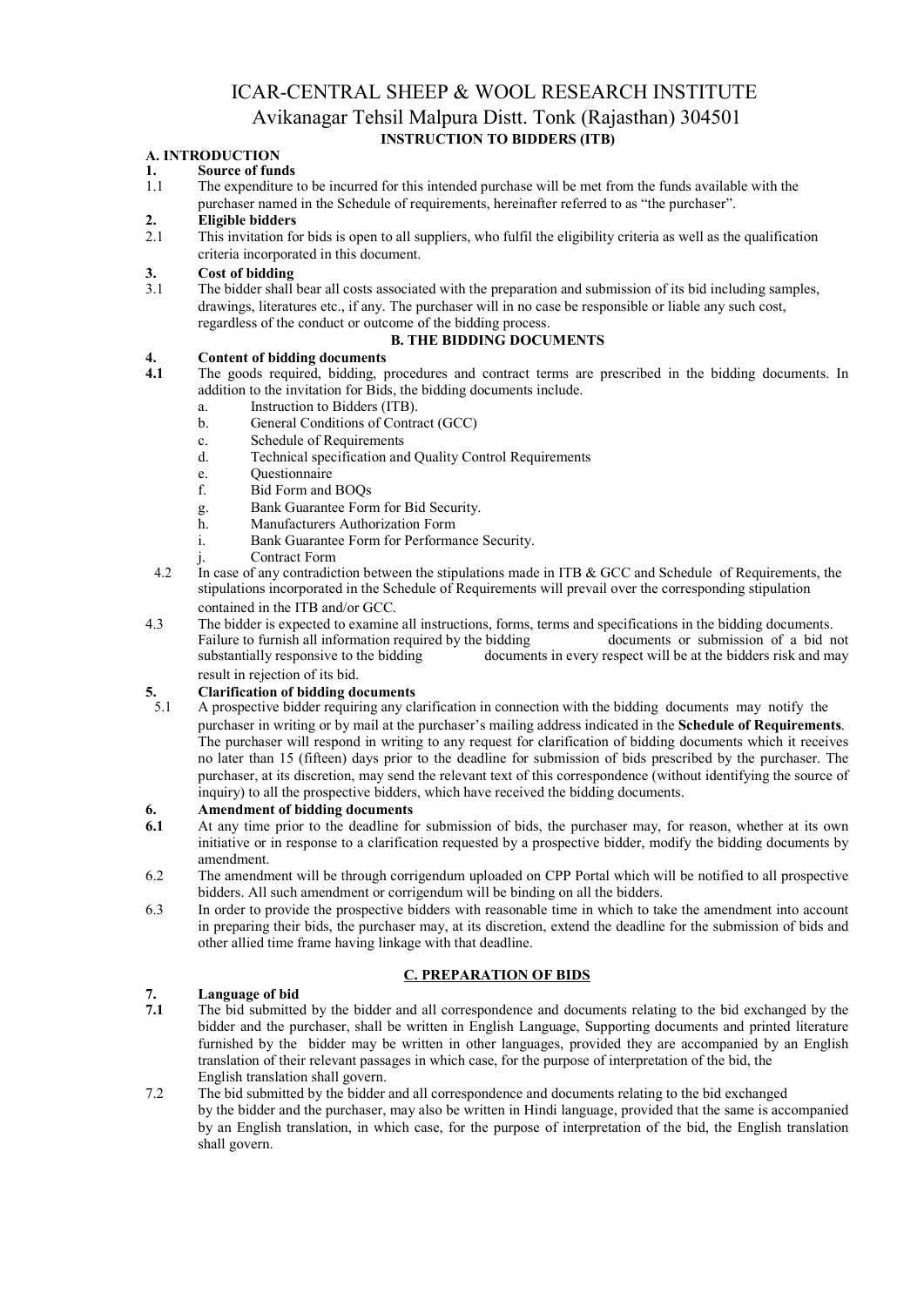# ICAR-CENTRAL SHEEP & WOOL RESEARCH INSTITUTE

## Avikanagar Tehsil Malpura Distt. Tonk (Rajasthan) 304501

### INSTRUCTION TO BIDDERS (ITB)

**A. INTRODUCTION**

**1. Source of funds**

1.1 The expenditure to be incurred for this intended purchase will be met from the funds available with the purchaser named in the Schedule of requirements, hereinafter referred to as "the purchaser".

**2. Eligible bidders**

2.1 This invitation for bids is open to all suppliers, who fulfil the eligibility criteria as well as the qualification criteria incorporated in this document.

**3. Cost of bidding**

3.1 The bidder shall bear all costs associated with the preparation and submission of its bid including samples, drawings, literatures etc., if any. The purchaser will in no case be responsible or liable any such cost, regardless of the conduct or outcome of the bidding process.

**B. THE BIDDING DOCUMENTS**

**4. Content of bidding documents**

**4.1** The goods required, bidding, procedures and contract terms are prescribed in the bidding documents. In addition to the invitation for Bids, the bidding documents include.

a. Instruction to Bidders (ITB).
b. General Conditions of Contract (GCC)
c. Schedule of Requirements
d. Technical specification and Quality Control Requirements
e. Questionnaire
f. Bid Form and BOQs
g. Bank Guarantee Form for Bid Security.
h. Manufacturers Authorization Form
i. Bank Guarantee Form for Performance Security.
j. Contract Form

4.2 In case of any contradiction between the stipulations made in ITB & GCC and Schedule of Requirements, the stipulations incorporated in the Schedule of Requirements will prevail over the corresponding stipulation contained in the ITB and/or GCC.

4.3 The bidder is expected to examine all instructions, forms, terms and specifications in the bidding documents. Failure to furnish all information required by the bidding documents or submission of a bid not substantially responsive to the bidding documents in every respect will be at the bidders risk and may result in rejection of its bid.

**5. Clarification of bidding documents**

5.1 A prospective bidder requiring any clarification in connection with the bidding documents may notify the purchaser in writing or by mail at the purchaser's mailing address indicated in the **Schedule of Requirements**. The purchaser will respond in writing to any request for clarification of bidding documents which it receives no later than 15 (fifteen) days prior to the deadline for submission of bids prescribed by the purchaser. The purchaser, at its discretion, may send the relevant text of this correspondence (without identifying the source of inquiry) to all the prospective bidders, which have received the bidding documents.

**6. Amendment of bidding documents**

**6.1** At any time prior to the deadline for submission of bids, the purchaser may, for reason, whether at its own initiative or in response to a clarification requested by a prospective bidder, modify the bidding documents by amendment.

6.2 The amendment will be through corrigendum uploaded on CPP Portal which will be notified to all prospective bidders. All such amendment or corrigendum will be binding on all the bidders.

6.3 In order to provide the prospective bidders with reasonable time in which to take the amendment into account in preparing their bids, the purchaser may, at its discretion, extend the deadline for the submission of bids and other allied time frame having linkage with that deadline.

**C. PREPARATION OF BIDS**

**7. Language of bid**

**7.1** The bid submitted by the bidder and all correspondence and documents relating to the bid exchanged by the bidder and the purchaser, shall be written in English Language, Supporting documents and printed literature furnished by the bidder may be written in other languages, provided they are accompanied by an English translation of their relevant passages in which case, for the purpose of interpretation of the bid, the English translation shall govern.

7.2 The bid submitted by the bidder and all correspondence and documents relating to the bid exchanged by the bidder and the purchaser, may also be written in Hindi language, provided that the same is accompanied by an English translation, in which case, for the purpose of interpretation of the bid, the English translation shall govern.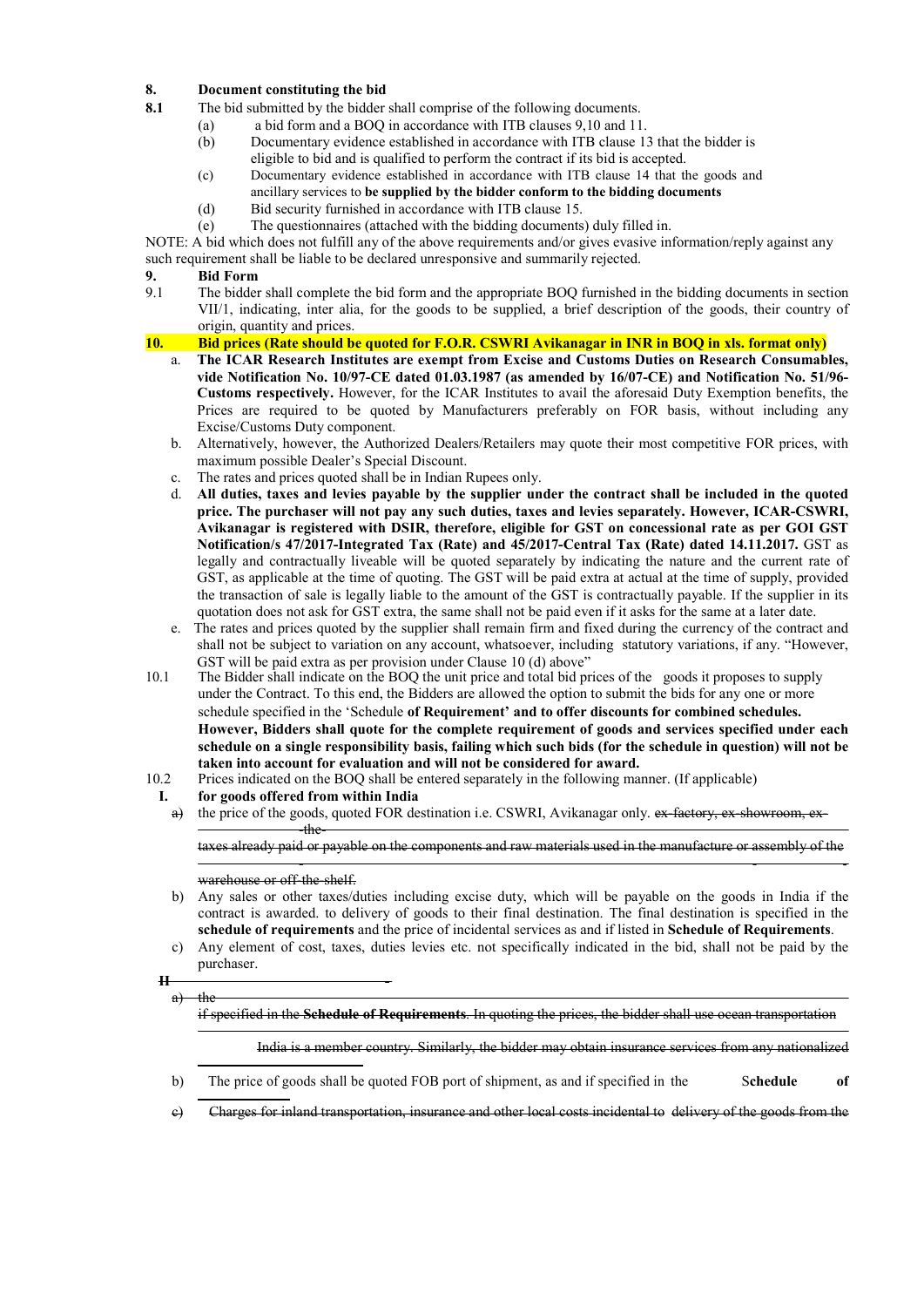**8. Document constituting the bid**

**8.1** The bid submitted by the bidder shall comprise of the following documents.

(a) a bid form and a BOQ in accordance with ITB clauses 9,10 and 11.

(b) Documentary evidence established in accordance with ITB clause 13 that the bidder is eligible to bid and is qualified to perform the contract if its bid is accepted.

(c) Documentary evidence established in accordance with ITB clause 14 that the goods and ancillary services to **be supplied by the bidder conform to the bidding documents**

(d) Bid security furnished in accordance with ITB clause 15.

(e) The questionnaires (attached with the bidding documents) duly filled in.

NOTE: A bid which does not fulfill any of the above requirements and/or gives evasive information/reply against any such requirement shall be liable to be declared unresponsive and summarily rejected.

**9. Bid Form**

9.1 The bidder shall complete the bid form and the appropriate BOQ furnished in the bidding documents in section VII/1, indicating, inter alia, for the goods to be supplied, a brief description of the goods, their country of origin, quantity and prices.

**10. Bid prices (Rate should be quoted for F.O.R. CSWRI Avikanagar in INR in BOQ in xls. format only)**

a. **The ICAR Research Institutes are exempt from Excise and Customs Duties on Research Consumables, vide Notification No. 10/97-CE dated 01.03.1987 (as amended by 16/07-CE) and Notification No. 51/96-Customs respectively.** However, for the ICAR Institutes to avail the aforesaid Duty Exemption benefits, the Prices are required to be quoted by Manufacturers preferably on FOR basis, without including any Excise/Customs Duty component.

b. Alternatively, however, the Authorized Dealers/Retailers may quote their most competitive FOR prices, with maximum possible Dealer's Special Discount.

c. The rates and prices quoted shall be in Indian Rupees only.

d. **All duties, taxes and levies payable by the supplier under the contract shall be included in the quoted price. The purchaser will not pay any such duties, taxes and levies separately. However, ICAR-CSWRI, Avikanagar is registered with DSIR, therefore, eligible for GST on concessional rate as per GOI GST Notification/s 47/2017-Integrated Tax (Rate) and 45/2017-Central Tax (Rate) dated 14.11.2017.** GST as legally and contractually liveable will be quoted separately by indicating the nature and the current rate of GST, as applicable at the time of quoting. The GST will be paid extra at actual at the time of supply, provided the transaction of sale is legally liable to the amount of the GST is contractually payable. If the supplier in its quotation does not ask for GST extra, the same shall not be paid even if it asks for the same at a later date.

e. The rates and prices quoted by the supplier shall remain firm and fixed during the currency of the contract and shall not be subject to variation on any account, whatsoever, including statutory variations, if any. "However, GST will be paid extra as per provision under Clause 10 (d) above"

10.1 The Bidder shall indicate on the BOQ the unit price and total bid prices of the goods it proposes to supply under the Contract. To this end, the Bidders are allowed the option to submit the bids for any one or more schedule specified in the 'Schedule **of Requirement' and to offer discounts for combined schedules. However, Bidders shall quote for the complete requirement of goods and services specified under each schedule on a single responsibility basis, failing which such bids (for the schedule in question) will not be taken into account for evaluation and will not be considered for award.**

10.2 Prices indicated on the BOQ shall be entered separately in the following manner. (If applicable)

**I. for goods offered from within India**

~~a)~~ the price of the goods, quoted FOR destination i.e. CSWRI, Avikanagar only. ~~ex-factory, ex-showroom, ex- the taxes already paid or payable on the components and raw materials used in the manufacture or assembly of the warehouse or off-the-shelf.~~

b) Any sales or other taxes/duties including excise duty, which will be payable on the goods in India if the contract is awarded. to delivery of goods to their final destination. The final destination is specified in the **schedule of requirements** and the price of incidental services as and if listed in **Schedule of Requirements**.

c) Any element of cost, taxes, duties levies etc. not specifically indicated in the bid, shall not be paid by the purchaser.

~~II~~

~~a) the~~

~~if specified in the **Schedule of Requirements**. In quoting the prices, the bidder shall use ocean transportation~~

~~India is a member country. Similarly, the bidder may obtain insurance services from any nationalized~~

b) The price of goods shall be quoted FOB port of shipment, as and if specified in the **Schedule of**

~~c) Charges for inland transportation, insurance and other local costs incidental to delivery of the goods from the~~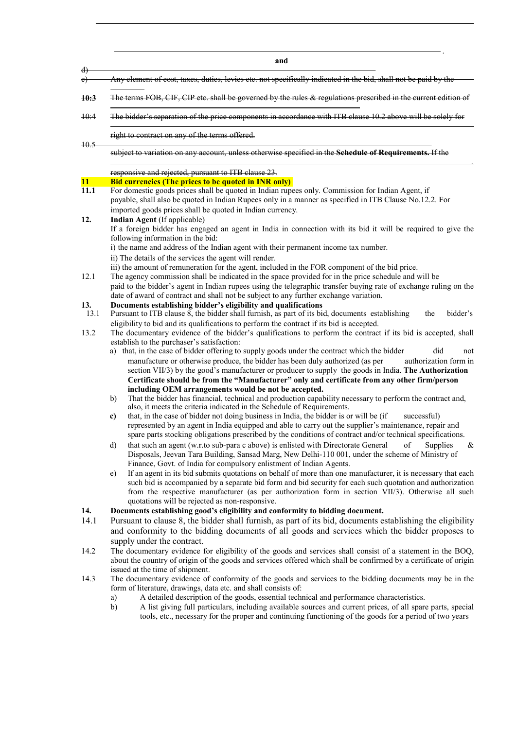~~and~~

~~d)~~

~~e) Any element of cost, taxes, duties, levies etc. not specifically indicated in the bid, shall not be paid by the~~

~~10:3 The terms FOB, CIF, CIP etc. shall be governed by the rules & regulations prescribed in the current edition of~~

~~10:4 The bidder's separation of the price components in accordance with ITB clause 10.2 above will be solely for~~

~~right to contract on any of the terms offered.~~

~~10.5~~

~~subject to variation on any account, unless otherwise specified in the **Schedule of Requirements.** If the~~

~~responsive and rejected, pursuant to ITB clause 23.~~

**11 Bid currencies (The prices to be quoted in INR only)**

**11.1** For domestic goods prices shall be quoted in Indian rupees only. Commission for Indian Agent, if payable, shall also be quoted in Indian Rupees only in a manner as specified in ITB Clause No.12.2. For imported goods prices shall be quoted in Indian currency.

**12. Indian Agent** (If applicable)

If a foreign bidder has engaged an agent in India in connection with its bid it will be required to give the following information in the bid:

i) the name and address of the Indian agent with their permanent income tax number.

ii) The details of the services the agent will render.

iii) the amount of remuneration for the agent, included in the FOR component of the bid price.

12.1 The agency commission shall be indicated in the space provided for in the price schedule and will be paid to the bidder's agent in Indian rupees using the telegraphic transfer buying rate of exchange ruling on the date of award of contract and shall not be subject to any further exchange variation.

**13. Documents establishing bidder's eligibility and qualifications**

13.1 Pursuant to ITB clause 8, the bidder shall furnish, as part of its bid, documents establishing the bidder's eligibility to bid and its qualifications to perform the contract if its bid is accepted.

13.2 The documentary evidence of the bidder's qualifications to perform the contract if its bid is accepted, shall establish to the purchaser's satisfaction:

a) that, in the case of bidder offering to supply goods under the contract which the bidder did not manufacture or otherwise produce, the bidder has been duly authorized (as per authorization form in section VII/3) by the good's manufacturer or producer to supply the goods in India. **The Authorization Certificate should be from the "Manufacturer" only and certificate from any other firm/person including OEM arrangements would be not be accepted.**

b) That the bidder has financial, technical and production capability necessary to perform the contract and, also, it meets the criteria indicated in the Schedule of Requirements.

**c)** that, in the case of bidder not doing business in India, the bidder is or will be (if successful) represented by an agent in India equipped and able to carry out the supplier's maintenance, repair and spare parts stocking obligations prescribed by the conditions of contract and/or technical specifications.

d) that such an agent (w.r.to sub-para c above) is enlisted with Directorate General of Supplies & Disposals, Jeevan Tara Building, Sansad Marg, New Delhi-110 001, under the scheme of Ministry of Finance, Govt. of India for compulsory enlistment of Indian Agents.

e) If an agent in its bid submits quotations on behalf of more than one manufacturer, it is necessary that each such bid is accompanied by a separate bid form and bid security for each such quotation and authorization from the respective manufacturer (as per authorization form in section VII/3). Otherwise all such quotations will be rejected as non-responsive.

**14. Documents establishing good's eligibility and conformity to bidding document.**

14.1 Pursuant to clause 8, the bidder shall furnish, as part of its bid, documents establishing the eligibility and conformity to the bidding documents of all goods and services which the bidder proposes to supply under the contract.

14.2 The documentary evidence for eligibility of the goods and services shall consist of a statement in the BOQ, about the country of origin of the goods and services offered which shall be confirmed by a certificate of origin issued at the time of shipment.

14.3 The documentary evidence of conformity of the goods and services to the bidding documents may be in the form of literature, drawings, data etc. and shall consists of:

a) A detailed description of the goods, essential technical and performance characteristics.

b) A list giving full particulars, including available sources and current prices, of all spare parts, special tools, etc., necessary for the proper and continuing functioning of the goods for a period of two years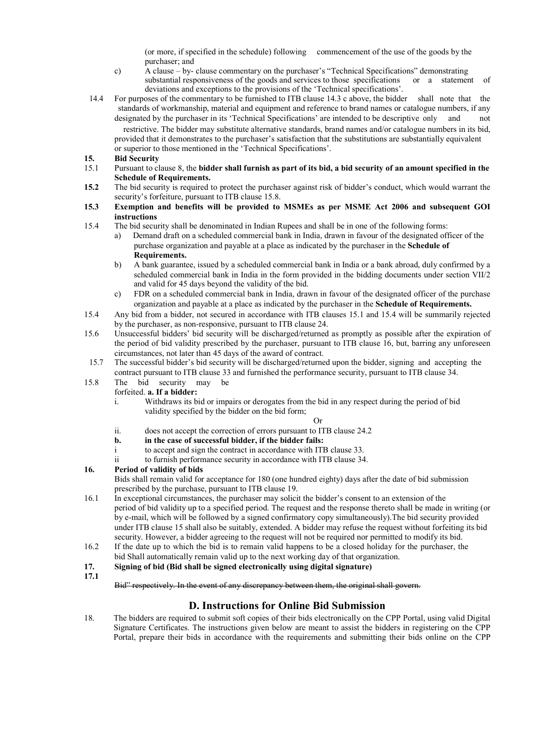(or more, if specified in the schedule) following commencement of the use of the goods by the purchaser; and

c) A clause – by- clause commentary on the purchaser's "Technical Specifications" demonstrating substantial responsiveness of the goods and services to those specifications or a statement of deviations and exceptions to the provisions of the 'Technical specifications'.

14.4 For purposes of the commentary to be furnished to ITB clause 14.3 c above, the bidder shall note that the standards of workmanship, material and equipment and reference to brand names or catalogue numbers, if any designated by the purchaser in its 'Technical Specifications' are intended to be descriptive only and not restrictive. The bidder may substitute alternative standards, brand names and/or catalogue numbers in its bid, provided that it demonstrates to the purchaser's satisfaction that the substitutions are substantially equivalent or superior to those mentioned in the 'Technical Specifications'.

**15. Bid Security**

15.1 Pursuant to clause 8, the **bidder shall furnish as part of its bid, a bid security of an amount specified in the Schedule of Requirements.**

**15.2** The bid security is required to protect the purchaser against risk of bidder's conduct, which would warrant the security's forfeiture, pursuant to ITB clause 15.8.

**15.3 Exemption and benefits will be provided to MSMEs as per MSME Act 2006 and subsequent GOI instructions**

15.4 The bid security shall be denominated in Indian Rupees and shall be in one of the following forms:

a) Demand draft on a scheduled commercial bank in India, drawn in favour of the designated officer of the purchase organization and payable at a place as indicated by the purchaser in the **Schedule of Requirements.**

b) A bank guarantee, issued by a scheduled commercial bank in India or a bank abroad, duly confirmed by a scheduled commercial bank in India in the form provided in the bidding documents under section VII/2 and valid for 45 days beyond the validity of the bid.

c) FDR on a scheduled commercial bank in India, drawn in favour of the designated officer of the purchase organization and payable at a place as indicated by the purchaser in the **Schedule of Requirements.**

15.4 Any bid from a bidder, not secured in accordance with ITB clauses 15.1 and 15.4 will be summarily rejected by the purchaser, as non-responsive, pursuant to ITB clause 24.

15.6 Unsuccessful bidders' bid security will be discharged/returned as promptly as possible after the expiration of the period of bid validity prescribed by the purchaser, pursuant to ITB clause 16, but, barring any unforeseen circumstances, not later than 45 days of the award of contract.

15.7 The successful bidder's bid security will be discharged/returned upon the bidder, signing and accepting the contract pursuant to ITB clause 33 and furnished the performance security, pursuant to ITB clause 34.

15.8 The bid security may be forfeited. **a. If a bidder:**

i. Withdraws its bid or impairs or derogates from the bid in any respect during the period of bid validity specified by the bidder on the bid form;

Or

ii. does not accept the correction of errors pursuant to ITB clause 24.2

**b. in the case of successful bidder, if the bidder fails:**

i to accept and sign the contract in accordance with ITB clause 33.

ii to furnish performance security in accordance with ITB clause 34.

**16. Period of validity of bids**

Bids shall remain valid for acceptance for 180 (one hundred eighty) days after the date of bid submission prescribed by the purchase, pursuant to ITB clause 19.

16.1 In exceptional circumstances, the purchaser may solicit the bidder's consent to an extension of the period of bid validity up to a specified period. The request and the response thereto shall be made in writing (or by e-mail, which will be followed by a signed confirmatory copy simultaneously).The bid security provided under ITB clause 15 shall also be suitably, extended. A bidder may refuse the request without forfeiting its bid security. However, a bidder agreeing to the request will not be required nor permitted to modify its bid.

16.2 If the date up to which the bid is to remain valid happens to be a closed holiday for the purchaser, the bid Shall automatically remain valid up to the next working day of that organization.

**17. Signing of bid (Bid shall be signed electronically using digital signature)**

**17.1**

~~Bid" respectively. In the event of any discrepancy between them, the original shall govern.~~

## D. Instructions for Online Bid Submission

18. The bidders are required to submit soft copies of their bids electronically on the CPP Portal, using valid Digital Signature Certificates. The instructions given below are meant to assist the bidders in registering on the CPP Portal, prepare their bids in accordance with the requirements and submitting their bids online on the CPP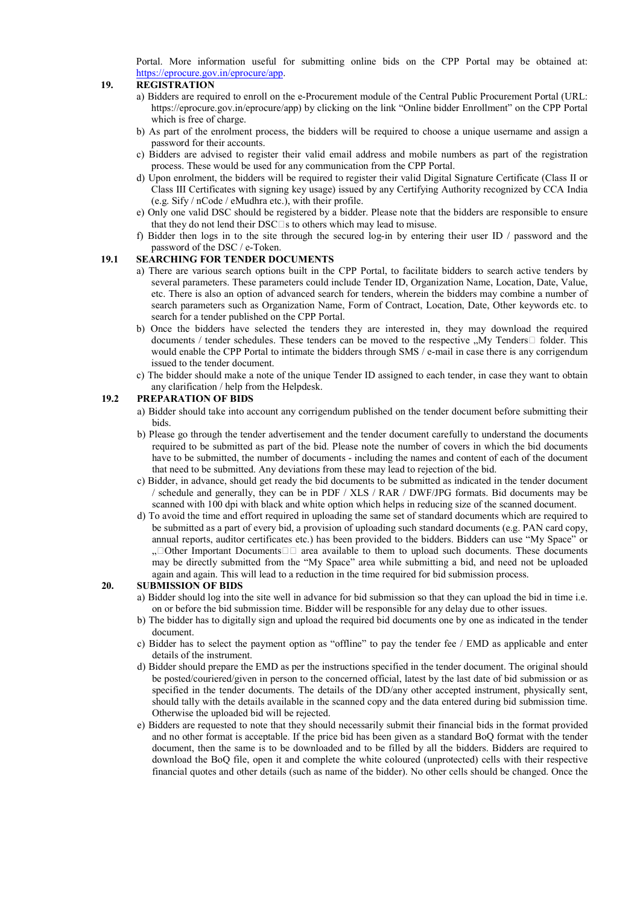Portal. More information useful for submitting online bids on the CPP Portal may be obtained at: https://eprocure.gov.in/eprocure/app.

## 19. REGISTRATION

a) Bidders are required to enroll on the e-Procurement module of the Central Public Procurement Portal (URL: https://eprocure.gov.in/eprocure/app) by clicking on the link "Online bidder Enrollment" on the CPP Portal which is free of charge.

b) As part of the enrolment process, the bidders will be required to choose a unique username and assign a password for their accounts.

c) Bidders are advised to register their valid email address and mobile numbers as part of the registration process. These would be used for any communication from the CPP Portal.

d) Upon enrolment, the bidders will be required to register their valid Digital Signature Certificate (Class II or Class III Certificates with signing key usage) issued by any Certifying Authority recognized by CCA India (e.g. Sify / nCode / eMudhra etc.), with their profile.

e) Only one valid DSC should be registered by a bidder. Please note that the bidders are responsible to ensure that they do not lend their DSC□s to others which may lead to misuse.

f) Bidder then logs in to the site through the secured log-in by entering their user ID / password and the password of the DSC / e-Token.

## 19.1 SEARCHING FOR TENDER DOCUMENTS

a) There are various search options built in the CPP Portal, to facilitate bidders to search active tenders by several parameters. These parameters could include Tender ID, Organization Name, Location, Date, Value, etc. There is also an option of advanced search for tenders, wherein the bidders may combine a number of search parameters such as Organization Name, Form of Contract, Location, Date, Other keywords etc. to search for a tender published on the CPP Portal.

b) Once the bidders have selected the tenders they are interested in, they may download the required documents / tender schedules. These tenders can be moved to the respective „My Tenders□ folder. This would enable the CPP Portal to intimate the bidders through SMS / e-mail in case there is any corrigendum issued to the tender document.

c) The bidder should make a note of the unique Tender ID assigned to each tender, in case they want to obtain any clarification / help from the Helpdesk.

## 19.2 PREPARATION OF BIDS

a) Bidder should take into account any corrigendum published on the tender document before submitting their bids.

b) Please go through the tender advertisement and the tender document carefully to understand the documents required to be submitted as part of the bid. Please note the number of covers in which the bid documents have to be submitted, the number of documents - including the names and content of each of the document that need to be submitted. Any deviations from these may lead to rejection of the bid.

c) Bidder, in advance, should get ready the bid documents to be submitted as indicated in the tender document / schedule and generally, they can be in PDF / XLS / RAR / DWF/JPG formats. Bid documents may be scanned with 100 dpi with black and white option which helps in reducing size of the scanned document.

d) To avoid the time and effort required in uploading the same set of standard documents which are required to be submitted as a part of every bid, a provision of uploading such standard documents (e.g. PAN card copy, annual reports, auditor certificates etc.) has been provided to the bidders. Bidders can use "My Space" or „□Other Important Documents□□ area available to them to upload such documents. These documents may be directly submitted from the "My Space" area while submitting a bid, and need not be uploaded again and again. This will lead to a reduction in the time required for bid submission process.

## 20. SUBMISSION OF BIDS

a) Bidder should log into the site well in advance for bid submission so that they can upload the bid in time i.e. on or before the bid submission time. Bidder will be responsible for any delay due to other issues.

b) The bidder has to digitally sign and upload the required bid documents one by one as indicated in the tender document.

c) Bidder has to select the payment option as "offline" to pay the tender fee / EMD as applicable and enter details of the instrument.

d) Bidder should prepare the EMD as per the instructions specified in the tender document. The original should be posted/couriered/given in person to the concerned official, latest by the last date of bid submission or as specified in the tender documents. The details of the DD/any other accepted instrument, physically sent, should tally with the details available in the scanned copy and the data entered during bid submission time. Otherwise the uploaded bid will be rejected.

e) Bidders are requested to note that they should necessarily submit their financial bids in the format provided and no other format is acceptable. If the price bid has been given as a standard BoQ format with the tender document, then the same is to be downloaded and to be filled by all the bidders. Bidders are required to download the BoQ file, open it and complete the white coloured (unprotected) cells with their respective financial quotes and other details (such as name of the bidder). No other cells should be changed. Once the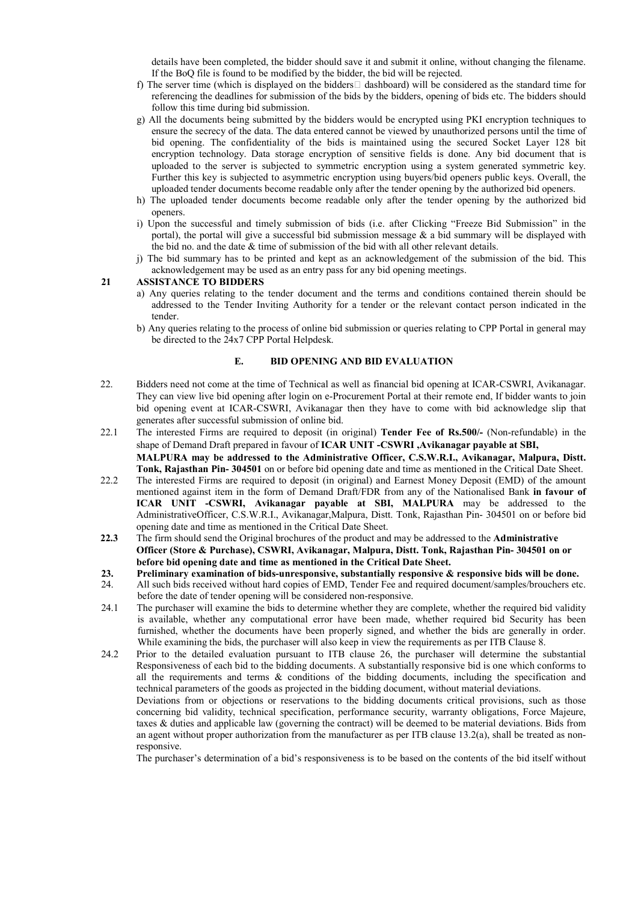details have been completed, the bidder should save it and submit it online, without changing the filename. If the BoQ file is found to be modified by the bidder, the bid will be rejected.

f) The server time (which is displayed on the bidders dashboard) will be considered as the standard time for referencing the deadlines for submission of the bids by the bidders, opening of bids etc. The bidders should follow this time during bid submission.

g) All the documents being submitted by the bidders would be encrypted using PKI encryption techniques to ensure the secrecy of the data. The data entered cannot be viewed by unauthorized persons until the time of bid opening. The confidentiality of the bids is maintained using the secured Socket Layer 128 bit encryption technology. Data storage encryption of sensitive fields is done. Any bid document that is uploaded to the server is subjected to symmetric encryption using a system generated symmetric key. Further this key is subjected to asymmetric encryption using buyers/bid openers public keys. Overall, the uploaded tender documents become readable only after the tender opening by the authorized bid openers.

h) The uploaded tender documents become readable only after the tender opening by the authorized bid openers.

i) Upon the successful and timely submission of bids (i.e. after Clicking "Freeze Bid Submission" in the portal), the portal will give a successful bid submission message & a bid summary will be displayed with the bid no. and the date & time of submission of the bid with all other relevant details.

j) The bid summary has to be printed and kept as an acknowledgement of the submission of the bid. This acknowledgement may be used as an entry pass for any bid opening meetings.

**21 ASSISTANCE TO BIDDERS**

a) Any queries relating to the tender document and the terms and conditions contained therein should be addressed to the Tender Inviting Authority for a tender or the relevant contact person indicated in the tender.

b) Any queries relating to the process of online bid submission or queries relating to CPP Portal in general may be directed to the 24x7 CPP Portal Helpdesk.

## E. BID OPENING AND BID EVALUATION

22. Bidders need not come at the time of Technical as well as financial bid opening at ICAR-CSWRI, Avikanagar. They can view live bid opening after login on e-Procurement Portal at their remote end, If bidder wants to join bid opening event at ICAR-CSWRI, Avikanagar then they have to come with bid acknowledge slip that generates after successful submission of online bid.

22.1 The interested Firms are required to deposit (in original) **Tender Fee of Rs.500/-** (Non-refundable) in the shape of Demand Draft prepared in favour of **ICAR UNIT -CSWRI ,Avikanagar payable at SBI, MALPURA may be addressed to the Administrative Officer, C.S.W.R.I., Avikanagar, Malpura, Distt. Tonk, Rajasthan Pin- 304501** on or before bid opening date and time as mentioned in the Critical Date Sheet.

22.2 The interested Firms are required to deposit (in original) and Earnest Money Deposit (EMD) of the amount mentioned against item in the form of Demand Draft/FDR from any of the Nationalised Bank **in favour of ICAR UNIT -CSWRI, Avikanagar payable at SBI, MALPURA** may be addressed to the AdministrativeOfficer, C.S.W.R.I., Avikanagar,Malpura, Distt. Tonk, Rajasthan Pin- 304501 on or before bid opening date and time as mentioned in the Critical Date Sheet.

**22.3** The firm should send the Original brochures of the product and may be addressed to the **Administrative Officer (Store & Purchase), CSWRI, Avikanagar, Malpura, Distt. Tonk, Rajasthan Pin- 304501 on or before bid opening date and time as mentioned in the Critical Date Sheet.**

**23. Preliminary examination of bids-unresponsive, substantially responsive & responsive bids will be done.**

24. All such bids received without hard copies of EMD, Tender Fee and required document/samples/brouchers etc. before the date of tender opening will be considered non-responsive.

24.1 The purchaser will examine the bids to determine whether they are complete, whether the required bid validity is available, whether any computational error have been made, whether required bid Security has been furnished, whether the documents have been properly signed, and whether the bids are generally in order. While examining the bids, the purchaser will also keep in view the requirements as per ITB Clause 8.

24.2 Prior to the detailed evaluation pursuant to ITB clause 26, the purchaser will determine the substantial Responsiveness of each bid to the bidding documents. A substantially responsive bid is one which conforms to all the requirements and terms & conditions of the bidding documents, including the specification and technical parameters of the goods as projected in the bidding document, without material deviations.

Deviations from or objections or reservations to the bidding documents critical provisions, such as those concerning bid validity, technical specification, performance security, warranty obligations, Force Majeure, taxes & duties and applicable law (governing the contract) will be deemed to be material deviations. Bids from an agent without proper authorization from the manufacturer as per ITB clause 13.2(a), shall be treated as non-responsive.

The purchaser's determination of a bid's responsiveness is to be based on the contents of the bid itself without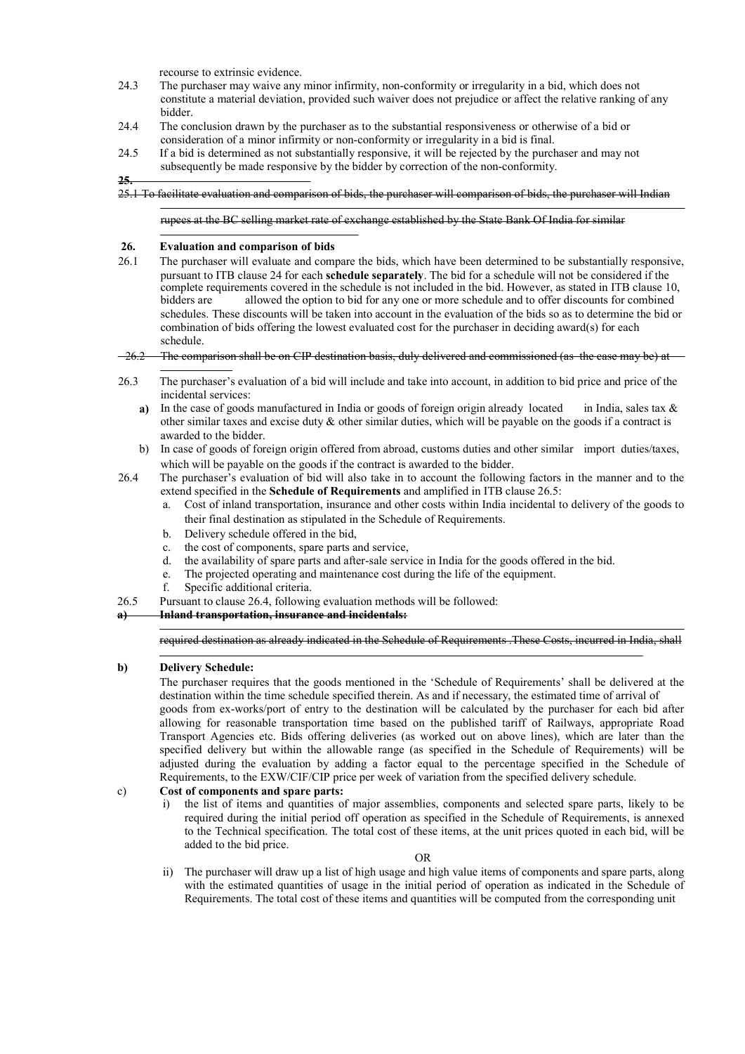recourse to extrinsic evidence.

24.3 The purchaser may waive any minor infirmity, non-conformity or irregularity in a bid, which does not constitute a material deviation, provided such waiver does not prejudice or affect the relative ranking of any bidder.

24.4 The conclusion drawn by the purchaser as to the substantial responsiveness or otherwise of a bid or consideration of a minor infirmity or non-conformity or irregularity in a bid is final.

24.5 If a bid is determined as not substantially responsive, it will be rejected by the purchaser and may not subsequently be made responsive by the bidder by correction of the non-conformity.

~~25.~~

~~25.1 To facilitate evaluation and comparison of bids, the purchaser will comparison of bids, the purchaser will Indian rupees at the BC selling market rate of exchange established by the State Bank Of India for similar~~

## 26. Evaluation and comparison of bids

26.1 The purchaser will evaluate and compare the bids, which have been determined to be substantially responsive, pursuant to ITB clause 24 for each **schedule separately**. The bid for a schedule will not be considered if the complete requirements covered in the schedule is not included in the bid. However, as stated in ITB clause 10, bidders are allowed the option to bid for any one or more schedule and to offer discounts for combined schedules. These discounts will be taken into account in the evaluation of the bids so as to determine the bid or combination of bids offering the lowest evaluated cost for the purchaser in deciding award(s) for each schedule.

~~26.2 The comparison shall be on CIP destination basis, duly delivered and commissioned (as the case may be) at~~

26.3 The purchaser's evaluation of a bid will include and take into account, in addition to bid price and price of the incidental services:

- **a)** In the case of goods manufactured in India or goods of foreign origin already located in India, sales tax & other similar taxes and excise duty & other similar duties, which will be payable on the goods if a contract is awarded to the bidder.
- b) In case of goods of foreign origin offered from abroad, customs duties and other similar import duties/taxes, which will be payable on the goods if the contract is awarded to the bidder.

26.4 The purchaser's evaluation of bid will also take in to account the following factors in the manner and to the extend specified in the **Schedule of Requirements** and amplified in ITB clause 26.5:

- a. Cost of inland transportation, insurance and other costs within India incidental to delivery of the goods to their final destination as stipulated in the Schedule of Requirements.
- b. Delivery schedule offered in the bid,
- c. the cost of components, spare parts and service,
- d. the availability of spare parts and after-sale service in India for the goods offered in the bid.
- e. The projected operating and maintenance cost during the life of the equipment.
- f. Specific additional criteria.

26.5 Pursuant to clause 26.4, following evaluation methods will be followed:

~~**a) Inland transportation, insurance and incidentals:**~~

~~required destination as already indicated in the Schedule of Requirements .These Costs, incurred in India, shall~~

**b) Delivery Schedule:**

The purchaser requires that the goods mentioned in the 'Schedule of Requirements' shall be delivered at the destination within the time schedule specified therein. As and if necessary, the estimated time of arrival of goods from ex-works/port of entry to the destination will be calculated by the purchaser for each bid after allowing for reasonable transportation time based on the published tariff of Railways, appropriate Road Transport Agencies etc. Bids offering deliveries (as worked out on above lines), which are later than the specified delivery but within the allowable range (as specified in the Schedule of Requirements) will be adjusted during the evaluation by adding a factor equal to the percentage specified in the Schedule of Requirements, to the EXW/CIF/CIP price per week of variation from the specified delivery schedule.

c) **Cost of components and spare parts:**

- i) the list of items and quantities of major assemblies, components and selected spare parts, likely to be required during the initial period off operation as specified in the Schedule of Requirements, is annexed to the Technical specification. The total cost of these items, at the unit prices quoted in each bid, will be added to the bid price.

OR

- ii) The purchaser will draw up a list of high usage and high value items of components and spare parts, along with the estimated quantities of usage in the initial period of operation as indicated in the Schedule of Requirements. The total cost of these items and quantities will be computed from the corresponding unit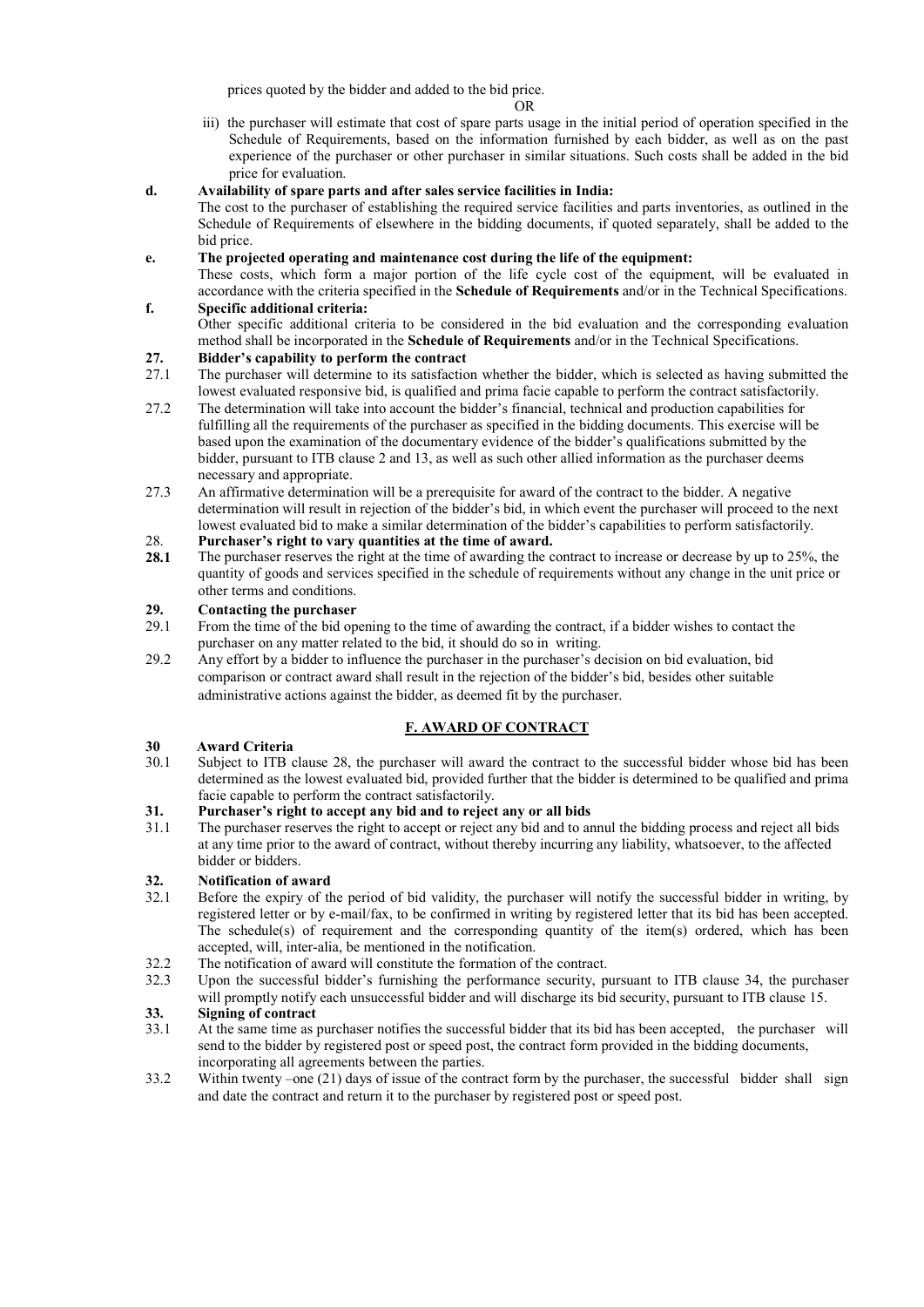prices quoted by the bidder and added to the bid price.

OR

iii) the purchaser will estimate that cost of spare parts usage in the initial period of operation specified in the Schedule of Requirements, based on the information furnished by each bidder, as well as on the past experience of the purchaser or other purchaser in similar situations. Such costs shall be added in the bid price for evaluation.

**d. Availability of spare parts and after sales service facilities in India:**

The cost to the purchaser of establishing the required service facilities and parts inventories, as outlined in the Schedule of Requirements of elsewhere in the bidding documents, if quoted separately, shall be added to the bid price.

**e. The projected operating and maintenance cost during the life of the equipment:**

These costs, which form a major portion of the life cycle cost of the equipment, will be evaluated in accordance with the criteria specified in the **Schedule of Requirements** and/or in the Technical Specifications.

**f. Specific additional criteria:**

Other specific additional criteria to be considered in the bid evaluation and the corresponding evaluation method shall be incorporated in the **Schedule of Requirements** and/or in the Technical Specifications.

**27. Bidder's capability to perform the contract**

27.1 The purchaser will determine to its satisfaction whether the bidder, which is selected as having submitted the lowest evaluated responsive bid, is qualified and prima facie capable to perform the contract satisfactorily.

27.2 The determination will take into account the bidder's financial, technical and production capabilities for fulfilling all the requirements of the purchaser as specified in the bidding documents. This exercise will be based upon the examination of the documentary evidence of the bidder's qualifications submitted by the bidder, pursuant to ITB clause 2 and 13, as well as such other allied information as the purchaser deems necessary and appropriate.

27.3 An affirmative determination will be a prerequisite for award of the contract to the bidder. A negative determination will result in rejection of the bidder's bid, in which event the purchaser will proceed to the next lowest evaluated bid to make a similar determination of the bidder's capabilities to perform satisfactorily.

**28. Purchaser's right to vary quantities at the time of award.**

**28.1** The purchaser reserves the right at the time of awarding the contract to increase or decrease by up to 25%, the quantity of goods and services specified in the schedule of requirements without any change in the unit price or other terms and conditions.

**29. Contacting the purchaser**

29.1 From the time of the bid opening to the time of awarding the contract, if a bidder wishes to contact the purchaser on any matter related to the bid, it should do so in writing.

29.2 Any effort by a bidder to influence the purchaser in the purchaser's decision on bid evaluation, bid comparison or contract award shall result in the rejection of the bidder's bid, besides other suitable administrative actions against the bidder, as deemed fit by the purchaser.

## F. AWARD OF CONTRACT

**30 Award Criteria**

30.1 Subject to ITB clause 28, the purchaser will award the contract to the successful bidder whose bid has been determined as the lowest evaluated bid, provided further that the bidder is determined to be qualified and prima facie capable to perform the contract satisfactorily.

**31. Purchaser's right to accept any bid and to reject any or all bids**

31.1 The purchaser reserves the right to accept or reject any bid and to annul the bidding process and reject all bids at any time prior to the award of contract, without thereby incurring any liability, whatsoever, to the affected bidder or bidders.

**32. Notification of award**

32.1 Before the expiry of the period of bid validity, the purchaser will notify the successful bidder in writing, by registered letter or by e-mail/fax, to be confirmed in writing by registered letter that its bid has been accepted. The schedule(s) of requirement and the corresponding quantity of the item(s) ordered, which has been accepted, will, inter-alia, be mentioned in the notification.

32.2 The notification of award will constitute the formation of the contract.

32.3 Upon the successful bidder's furnishing the performance security, pursuant to ITB clause 34, the purchaser will promptly notify each unsuccessful bidder and will discharge its bid security, pursuant to ITB clause 15.

**33. Signing of contract**

33.1 At the same time as purchaser notifies the successful bidder that its bid has been accepted, the purchaser will send to the bidder by registered post or speed post, the contract form provided in the bidding documents, incorporating all agreements between the parties.

33.2 Within twenty –one (21) days of issue of the contract form by the purchaser, the successful bidder shall sign and date the contract and return it to the purchaser by registered post or speed post.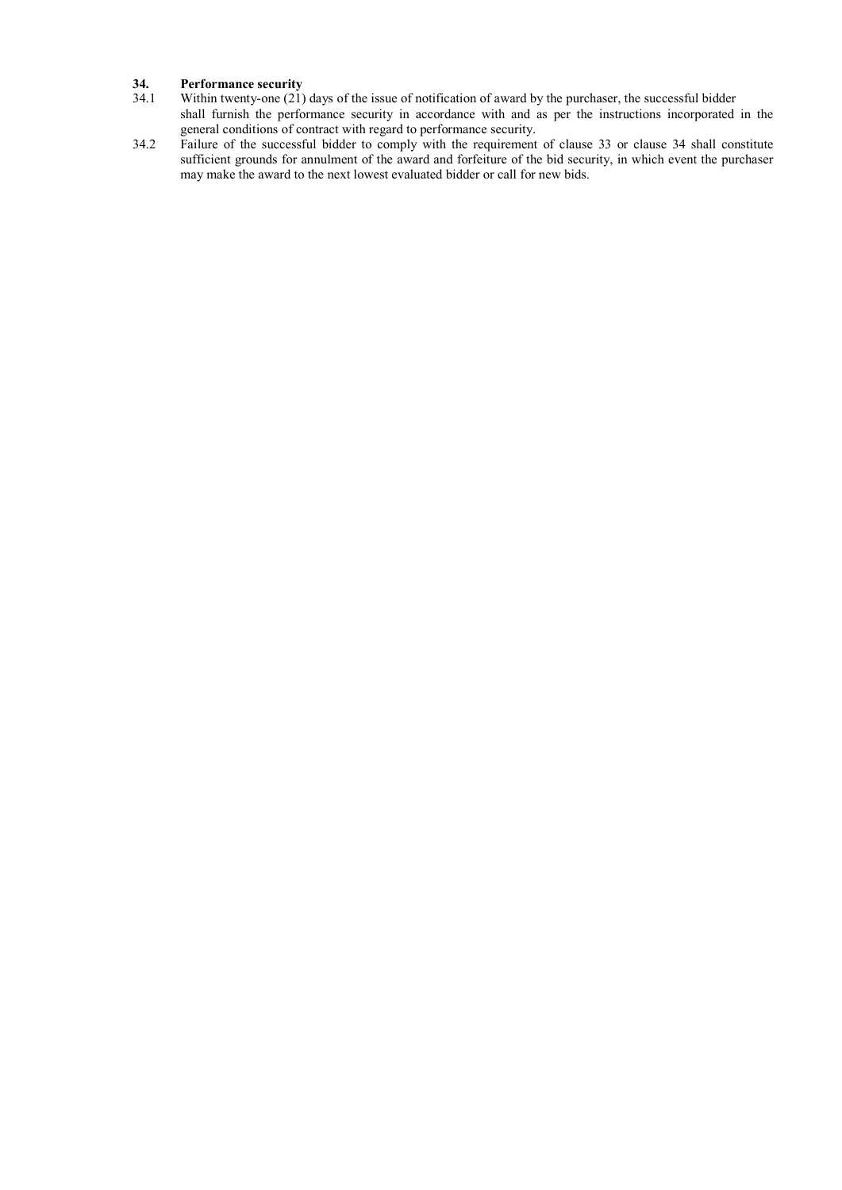## 34. Performance security

34.1 Within twenty-one (21) days of the issue of notification of award by the purchaser, the successful bidder shall furnish the performance security in accordance with and as per the instructions incorporated in the general conditions of contract with regard to performance security.

34.2 Failure of the successful bidder to comply with the requirement of clause 33 or clause 34 shall constitute sufficient grounds for annulment of the award and forfeiture of the bid security, in which event the purchaser may make the award to the next lowest evaluated bidder or call for new bids.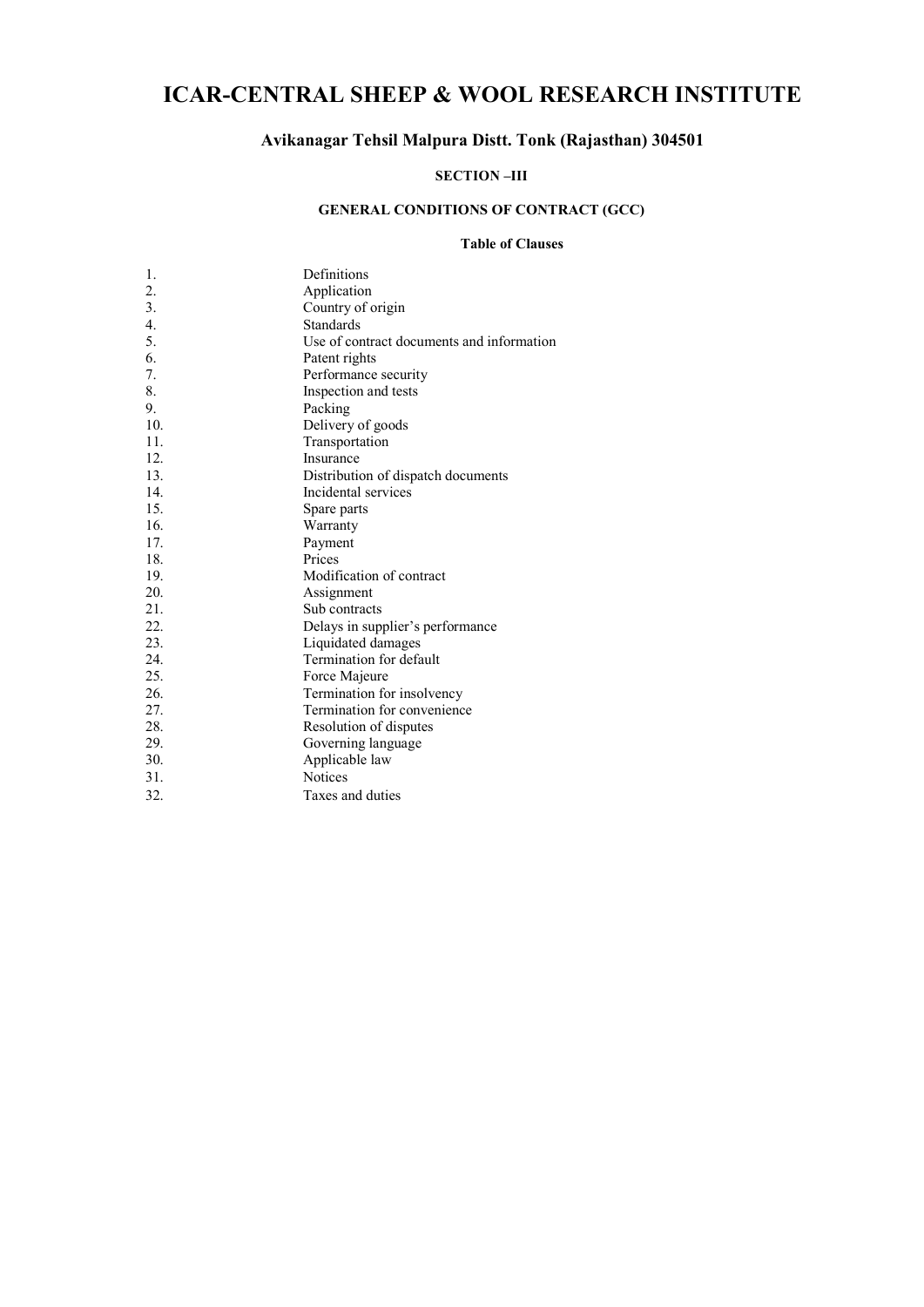# ICAR-CENTRAL SHEEP & WOOL RESEARCH INSTITUTE

## Avikanagar Tehsil Malpura Distt. Tonk (Rajasthan) 304501

### SECTION –III

### GENERAL CONDITIONS OF CONTRACT (GCC)

**Table of Clauses**

1. Definitions
2. Application
3. Country of origin
4. Standards
5. Use of contract documents and information
6. Patent rights
7. Performance security
8. Inspection and tests
9. Packing
10. Delivery of goods
11. Transportation
12. Insurance
13. Distribution of dispatch documents
14. Incidental services
15. Spare parts
16. Warranty
17. Payment
18. Prices
19. Modification of contract
20. Assignment
21. Sub contracts
22. Delays in supplier's performance
23. Liquidated damages
24. Termination for default
25. Force Majeure
26. Termination for insolvency
27. Termination for convenience
28. Resolution of disputes
29. Governing language
30. Applicable law
31. Notices
32. Taxes and duties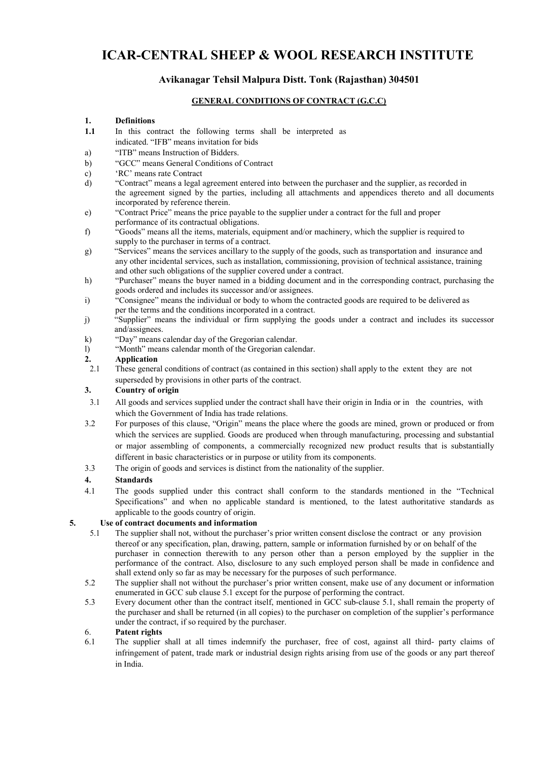# ICAR-CENTRAL SHEEP & WOOL RESEARCH INSTITUTE

### Avikanagar Tehsil Malpura Distt. Tonk (Rajasthan) 304501

#### GENERAL CONDITIONS OF CONTRACT (G.C.C)

**1. Definitions**

**1.1** In this contract the following terms shall be interpreted as indicated. "IFB" means invitation for bids

a) "ITB" means Instruction of Bidders.

b) "GCC" means General Conditions of Contract

c) 'RC' means rate Contract

d) "Contract" means a legal agreement entered into between the purchaser and the supplier, as recorded in the agreement signed by the parties, including all attachments and appendices thereto and all documents incorporated by reference therein.

e) "Contract Price" means the price payable to the supplier under a contract for the full and proper performance of its contractual obligations.

f) "Goods" means all the items, materials, equipment and/or machinery, which the supplier is required to supply to the purchaser in terms of a contract.

g) "Services" means the services ancillary to the supply of the goods, such as transportation and insurance and any other incidental services, such as installation, commissioning, provision of technical assistance, training and other such obligations of the supplier covered under a contract.

h) "Purchaser" means the buyer named in a bidding document and in the corresponding contract, purchasing the goods ordered and includes its successor and/or assignees.

i) "Consignee" means the individual or body to whom the contracted goods are required to be delivered as per the terms and the conditions incorporated in a contract.

j) "Supplier" means the individual or firm supplying the goods under a contract and includes its successor and/assignees.

k) "Day" means calendar day of the Gregorian calendar.

l) "Month" means calendar month of the Gregorian calendar.

**2. Application**

2.1 These general conditions of contract (as contained in this section) shall apply to the extent they are not superseded by provisions in other parts of the contract.

**3. Country of origin**

3.1 All goods and services supplied under the contract shall have their origin in India or in the countries, with which the Government of India has trade relations.

3.2 For purposes of this clause, "Origin" means the place where the goods are mined, grown or produced or from which the services are supplied. Goods are produced when through manufacturing, processing and substantial or major assembling of components, a commercially recognized new product results that is substantially different in basic characteristics or in purpose or utility from its components.

3.3 The origin of goods and services is distinct from the nationality of the supplier.

**4. Standards**

4.1 The goods supplied under this contract shall conform to the standards mentioned in the "Technical Specifications" and when no applicable standard is mentioned, to the latest authoritative standards as applicable to the goods country of origin.

**5. Use of contract documents and information**

5.1 The supplier shall not, without the purchaser's prior written consent disclose the contract or any provision thereof or any specification, plan, drawing, pattern, sample or information furnished by or on behalf of the purchaser in connection therewith to any person other than a person employed by the supplier in the performance of the contract. Also, disclosure to any such employed person shall be made in confidence and shall extend only so far as may be necessary for the purposes of such performance.

5.2 The supplier shall not without the purchaser's prior written consent, make use of any document or information enumerated in GCC sub clause 5.1 except for the purpose of performing the contract.

5.3 Every document other than the contract itself, mentioned in GCC sub-clause 5.1, shall remain the property of the purchaser and shall be returned (in all copies) to the purchaser on completion of the supplier's performance under the contract, if so required by the purchaser.

6. **Patent rights**

6.1 The supplier shall at all times indemnify the purchaser, free of cost, against all third- party claims of infringement of patent, trade mark or industrial design rights arising from use of the goods or any part thereof in India.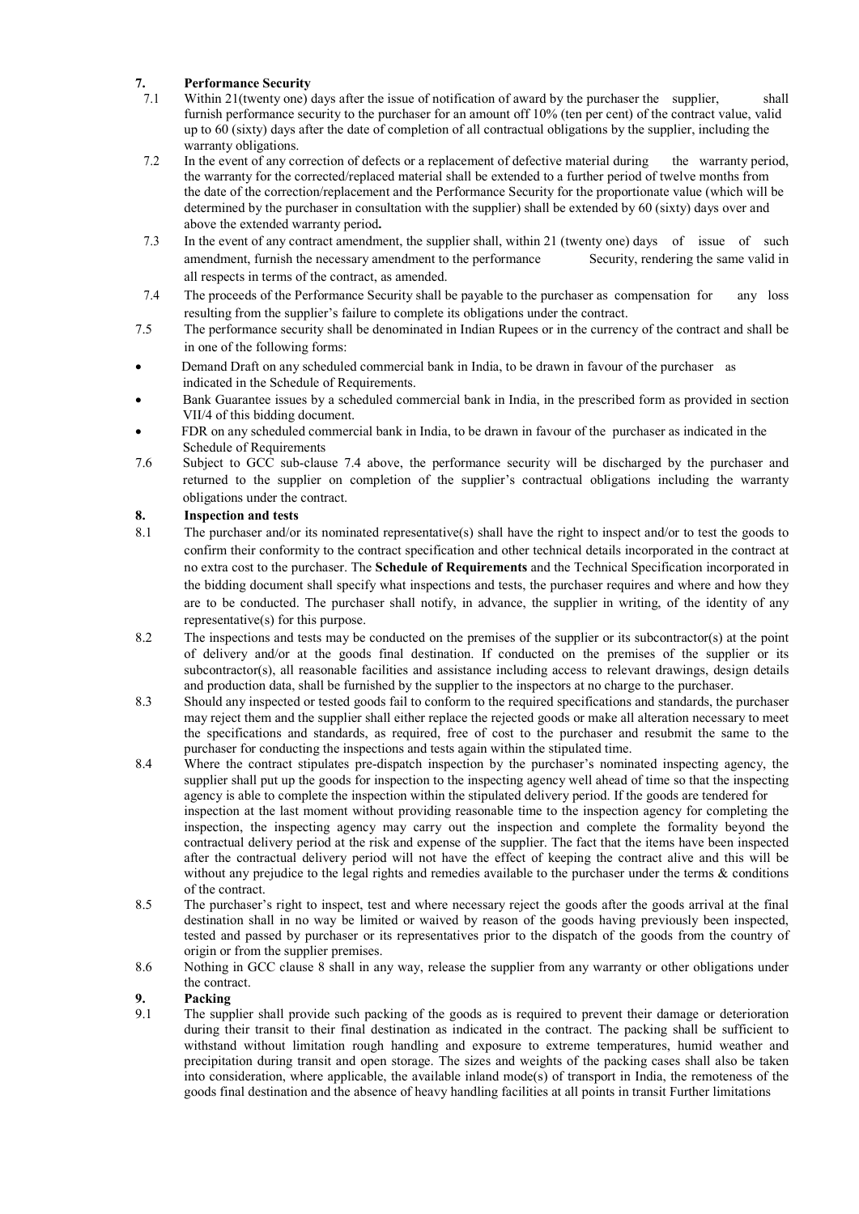**7. Performance Security**

7.1 Within 21(twenty one) days after the issue of notification of award by the purchaser the supplier, shall furnish performance security to the purchaser for an amount off 10% (ten per cent) of the contract value, valid up to 60 (sixty) days after the date of completion of all contractual obligations by the supplier, including the warranty obligations.

7.2 In the event of any correction of defects or a replacement of defective material during the warranty period, the warranty for the corrected/replaced material shall be extended to a further period of twelve months from the date of the correction/replacement and the Performance Security for the proportionate value (which will be determined by the purchaser in consultation with the supplier) shall be extended by 60 (sixty) days over and above the extended warranty period**.**

7.3 In the event of any contract amendment, the supplier shall, within 21 (twenty one) days of issue of such amendment, furnish the necessary amendment to the performance Security, rendering the same valid in all respects in terms of the contract, as amended.

7.4 The proceeds of the Performance Security shall be payable to the purchaser as compensation for any loss resulting from the supplier's failure to complete its obligations under the contract.

7.5 The performance security shall be denominated in Indian Rupees or in the currency of the contract and shall be in one of the following forms:

- Demand Draft on any scheduled commercial bank in India, to be drawn in favour of the purchaser as indicated in the Schedule of Requirements.
- Bank Guarantee issues by a scheduled commercial bank in India, in the prescribed form as provided in section VII/4 of this bidding document.
- FDR on any scheduled commercial bank in India, to be drawn in favour of the purchaser as indicated in the Schedule of Requirements

7.6 Subject to GCC sub-clause 7.4 above, the performance security will be discharged by the purchaser and returned to the supplier on completion of the supplier's contractual obligations including the warranty obligations under the contract.

**8. Inspection and tests**

8.1 The purchaser and/or its nominated representative(s) shall have the right to inspect and/or to test the goods to confirm their conformity to the contract specification and other technical details incorporated in the contract at no extra cost to the purchaser. The **Schedule of Requirements** and the Technical Specification incorporated in the bidding document shall specify what inspections and tests, the purchaser requires and where and how they are to be conducted. The purchaser shall notify, in advance, the supplier in writing, of the identity of any representative(s) for this purpose.

8.2 The inspections and tests may be conducted on the premises of the supplier or its subcontractor(s) at the point of delivery and/or at the goods final destination. If conducted on the premises of the supplier or its subcontractor(s), all reasonable facilities and assistance including access to relevant drawings, design details and production data, shall be furnished by the supplier to the inspectors at no charge to the purchaser.

8.3 Should any inspected or tested goods fail to conform to the required specifications and standards, the purchaser may reject them and the supplier shall either replace the rejected goods or make all alteration necessary to meet the specifications and standards, as required, free of cost to the purchaser and resubmit the same to the purchaser for conducting the inspections and tests again within the stipulated time.

8.4 Where the contract stipulates pre-dispatch inspection by the purchaser's nominated inspecting agency, the supplier shall put up the goods for inspection to the inspecting agency well ahead of time so that the inspecting agency is able to complete the inspection within the stipulated delivery period. If the goods are tendered for inspection at the last moment without providing reasonable time to the inspection agency for completing the inspection, the inspecting agency may carry out the inspection and complete the formality beyond the contractual delivery period at the risk and expense of the supplier. The fact that the items have been inspected after the contractual delivery period will not have the effect of keeping the contract alive and this will be without any prejudice to the legal rights and remedies available to the purchaser under the terms & conditions of the contract.

8.5 The purchaser's right to inspect, test and where necessary reject the goods after the goods arrival at the final destination shall in no way be limited or waived by reason of the goods having previously been inspected, tested and passed by purchaser or its representatives prior to the dispatch of the goods from the country of origin or from the supplier premises.

8.6 Nothing in GCC clause 8 shall in any way, release the supplier from any warranty or other obligations under the contract.

**9. Packing**

9.1 The supplier shall provide such packing of the goods as is required to prevent their damage or deterioration during their transit to their final destination as indicated in the contract. The packing shall be sufficient to withstand without limitation rough handling and exposure to extreme temperatures, humid weather and precipitation during transit and open storage. The sizes and weights of the packing cases shall also be taken into consideration, where applicable, the available inland mode(s) of transport in India, the remoteness of the goods final destination and the absence of heavy handling facilities at all points in transit Further limitations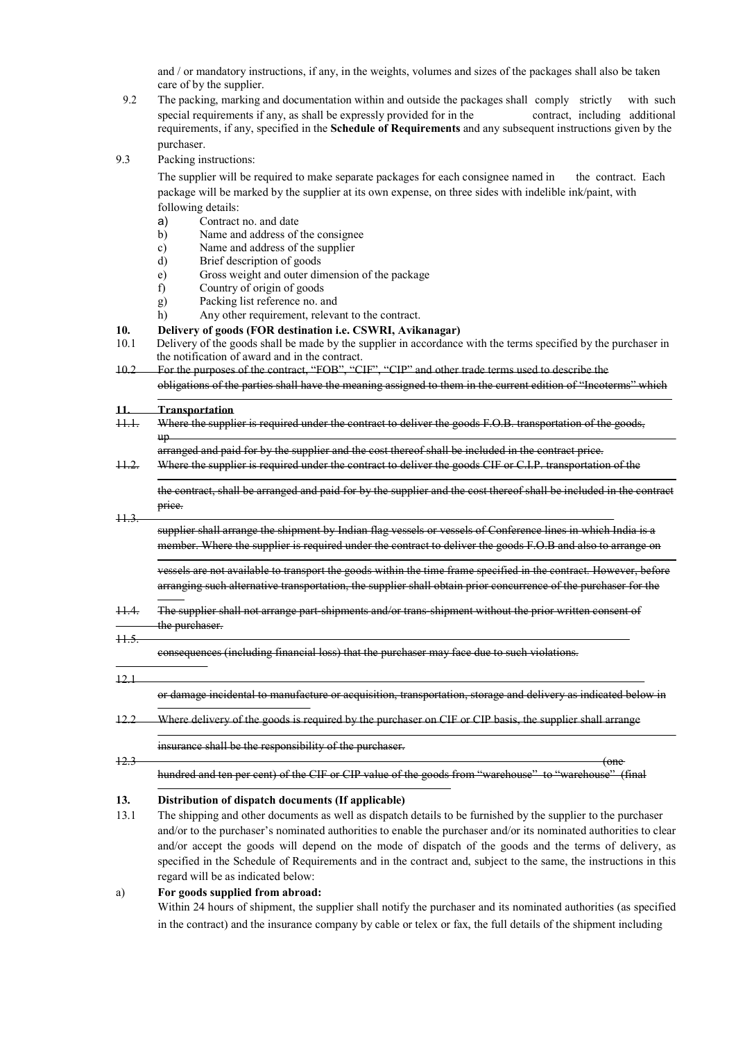and / or mandatory instructions, if any, in the weights, volumes and sizes of the packages shall also be taken care of by the supplier.

9.2 The packing, marking and documentation within and outside the packages shall comply strictly with such special requirements if any, as shall be expressly provided for in the contract, including additional requirements, if any, specified in the **Schedule of Requirements** and any subsequent instructions given by the purchaser.

9.3 Packing instructions:

The supplier will be required to make separate packages for each consignee named in the contract. Each package will be marked by the supplier at its own expense, on three sides with indelible ink/paint, with following details:

a) Contract no. and date
b) Name and address of the consignee
c) Name and address of the supplier
d) Brief description of goods
e) Gross weight and outer dimension of the package
f) Country of origin of goods
g) Packing list reference no. and
h) Any other requirement, relevant to the contract.

**10. Delivery of goods (FOR destination i.e. CSWRI, Avikanagar)**

10.1 Delivery of the goods shall be made by the supplier in accordance with the terms specified by the purchaser in the notification of award and in the contract.

~~10.2 For the purposes of the contract, "FOB", "CIF", "CIP" and other trade terms used to describe the obligations of the parties shall have the meaning assigned to them in the current edition of "Incoterms" which~~

~~**11. Transportation**~~

~~11.1. Where the supplier is required under the contract to deliver the goods F.O.B. transportation of the goods, up~~

~~arranged and paid for by the supplier and the cost thereof shall be included in the contract price.~~

~~11.2. Where the supplier is required under the contract to deliver the goods CIF or C.I.P. transportation of the~~

~~the contract, shall be arranged and paid for by the supplier and the cost thereof shall be included in the contract price.~~

~~11.3.~~

~~supplier shall arrange the shipment by Indian flag vessels or vessels of Conference lines in which India is a member. Where the supplier is required under the contract to deliver the goods F.O.B and also to arrange on~~

~~vessels are not available to transport the goods within the time frame specified in the contract. However, before arranging such alternative transportation, the supplier shall obtain prior concurrence of the purchaser for the~~

~~11.4. The supplier shall not arrange part-shipments and/or trans-shipment without the prior written consent of the purchaser.~~

~~11.5.~~

~~consequences (including financial loss) that the purchaser may face due to such violations.~~

~~12.1~~

~~or damage incidental to manufacture or acquisition, transportation, storage and delivery as indicated below in~~

~~12.2 Where delivery of the goods is required by the purchaser on CIF or CIP basis, the supplier shall arrange~~

~~insurance shall be the responsibility of the purchaser.~~

~~12.3 (one hundred and ten per cent) of the CIF or CIP value of the goods from "warehouse" to "warehouse" (final~~

**13. Distribution of dispatch documents (If applicable)**

13.1 The shipping and other documents as well as dispatch details to be furnished by the supplier to the purchaser and/or to the purchaser's nominated authorities to enable the purchaser and/or its nominated authorities to clear and/or accept the goods will depend on the mode of dispatch of the goods and the terms of delivery, as specified in the Schedule of Requirements and in the contract and, subject to the same, the instructions in this regard will be as indicated below:

a) **For goods supplied from abroad:**

Within 24 hours of shipment, the supplier shall notify the purchaser and its nominated authorities (as specified in the contract) and the insurance company by cable or telex or fax, the full details of the shipment including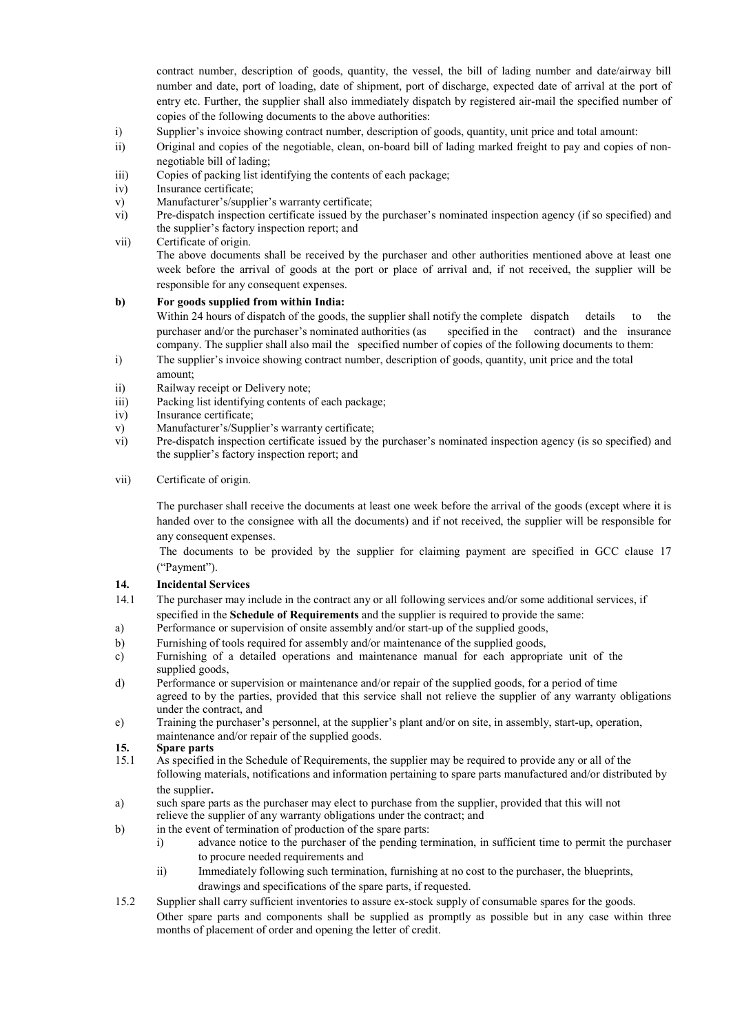contract number, description of goods, quantity, the vessel, the bill of lading number and date/airway bill number and date, port of loading, date of shipment, port of discharge, expected date of arrival at the port of entry etc. Further, the supplier shall also immediately dispatch by registered air-mail the specified number of copies of the following documents to the above authorities:

i) Supplier's invoice showing contract number, description of goods, quantity, unit price and total amount:
ii) Original and copies of the negotiable, clean, on-board bill of lading marked freight to pay and copies of non-negotiable bill of lading;
iii) Copies of packing list identifying the contents of each package;
iv) Insurance certificate;
v) Manufacturer's/supplier's warranty certificate;
vi) Pre-dispatch inspection certificate issued by the purchaser's nominated inspection agency (if so specified) and the supplier's factory inspection report; and
vii) Certificate of origin.

The above documents shall be received by the purchaser and other authorities mentioned above at least one week before the arrival of goods at the port or place of arrival and, if not received, the supplier will be responsible for any consequent expenses.

**b) For goods supplied from within India:**

Within 24 hours of dispatch of the goods, the supplier shall notify the complete dispatch details to the purchaser and/or the purchaser's nominated authorities (as specified in the contract) and the insurance company. The supplier shall also mail the specified number of copies of the following documents to them:

i) The supplier's invoice showing contract number, description of goods, quantity, unit price and the total amount;
ii) Railway receipt or Delivery note;
iii) Packing list identifying contents of each package;
iv) Insurance certificate;
v) Manufacturer's/Supplier's warranty certificate;
vi) Pre-dispatch inspection certificate issued by the purchaser's nominated inspection agency (is so specified) and the supplier's factory inspection report; and
vii) Certificate of origin.

The purchaser shall receive the documents at least one week before the arrival of the goods (except where it is handed over to the consignee with all the documents) and if not received, the supplier will be responsible for any consequent expenses.

The documents to be provided by the supplier for claiming payment are specified in GCC clause 17 ("Payment").

### 14. Incidental Services

14.1 The purchaser may include in the contract any or all following services and/or some additional services, if specified in the **Schedule of Requirements** and the supplier is required to provide the same:

a) Performance or supervision of onsite assembly and/or start-up of the supplied goods,
b) Furnishing of tools required for assembly and/or maintenance of the supplied goods,
c) Furnishing of a detailed operations and maintenance manual for each appropriate unit of the supplied goods,
d) Performance or supervision or maintenance and/or repair of the supplied goods, for a period of time agreed to by the parties, provided that this service shall not relieve the supplier of any warranty obligations under the contract, and
e) Training the purchaser's personnel, at the supplier's plant and/or on site, in assembly, start-up, operation, maintenance and/or repair of the supplied goods.

### 15. Spare parts

15.1 As specified in the Schedule of Requirements, the supplier may be required to provide any or all of the following materials, notifications and information pertaining to spare parts manufactured and/or distributed by the supplier**.**

a) such spare parts as the purchaser may elect to purchase from the supplier, provided that this will not relieve the supplier of any warranty obligations under the contract; and
b) in the event of termination of production of the spare parts:
   i) advance notice to the purchaser of the pending termination, in sufficient time to permit the purchaser to procure needed requirements and
   ii) Immediately following such termination, furnishing at no cost to the purchaser, the blueprints, drawings and specifications of the spare parts, if requested.

15.2 Supplier shall carry sufficient inventories to assure ex-stock supply of consumable spares for the goods. Other spare parts and components shall be supplied as promptly as possible but in any case within three months of placement of order and opening the letter of credit.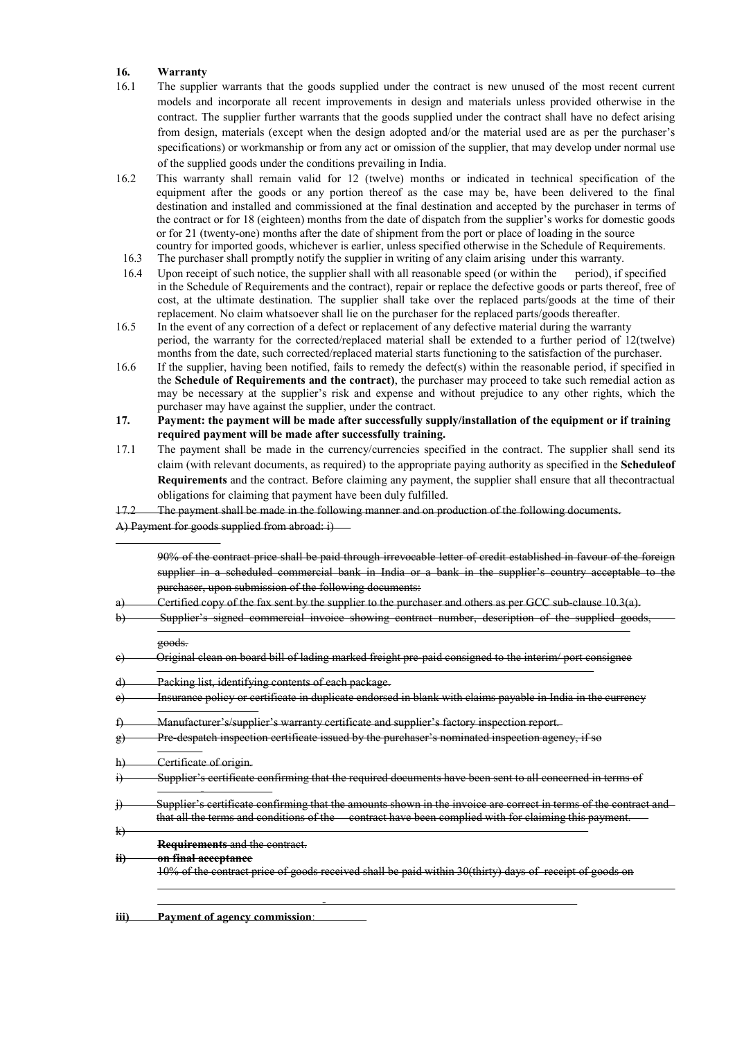**16. Warranty**

16.1 The supplier warrants that the goods supplied under the contract is new unused of the most recent current models and incorporate all recent improvements in design and materials unless provided otherwise in the contract. The supplier further warrants that the goods supplied under the contract shall have no defect arising from design, materials (except when the design adopted and/or the material used are as per the purchaser's specifications) or workmanship or from any act or omission of the supplier, that may develop under normal use of the supplied goods under the conditions prevailing in India.

16.2 This warranty shall remain valid for 12 (twelve) months or indicated in technical specification of the equipment after the goods or any portion thereof as the case may be, have been delivered to the final destination and installed and commissioned at the final destination and accepted by the purchaser in terms of the contract or for 18 (eighteen) months from the date of dispatch from the supplier's works for domestic goods or for 21 (twenty-one) months after the date of shipment from the port or place of loading in the source country for imported goods, whichever is earlier, unless specified otherwise in the Schedule of Requirements.

16.3 The purchaser shall promptly notify the supplier in writing of any claim arising under this warranty.

16.4 Upon receipt of such notice, the supplier shall with all reasonable speed (or within the period), if specified in the Schedule of Requirements and the contract), repair or replace the defective goods or parts thereof, free of cost, at the ultimate destination. The supplier shall take over the replaced parts/goods at the time of their replacement. No claim whatsoever shall lie on the purchaser for the replaced parts/goods thereafter.

16.5 In the event of any correction of a defect or replacement of any defective material during the warranty period, the warranty for the corrected/replaced material shall be extended to a further period of 12(twelve) months from the date, such corrected/replaced material starts functioning to the satisfaction of the purchaser.

16.6 If the supplier, having been notified, fails to remedy the defect(s) within the reasonable period, if specified in the **Schedule of Requirements and the contract)**, the purchaser may proceed to take such remedial action as may be necessary at the supplier's risk and expense and without prejudice to any other rights, which the purchaser may have against the supplier, under the contract.

**17. Payment: the payment will be made after successfully supply/installation of the equipment or if training required payment will be made after successfully training.**

17.1 The payment shall be made in the currency/currencies specified in the contract. The supplier shall send its claim (with relevant documents, as required) to the appropriate paying authority as specified in the **Scheduleof Requirements** and the contract. Before claiming any payment, the supplier shall ensure that all thecontractual obligations for claiming that payment have been duly fulfilled.

~~17.2 The payment shall be made in the following manner and on production of the following documents.~~

~~A) Payment for goods supplied from abroad: i)~~

~~90% of the contract price shall be paid through irrevocable letter of credit established in favour of the foreign supplier in a scheduled commercial bank in India or a bank in the supplier's country acceptable to the purchaser, upon submission of the following documents:~~

~~a) Certified copy of the fax sent by the supplier to the purchaser and others as per GCC sub-clause 10.3(a).~~

~~b) Supplier's signed commercial invoice showing contract number, description of the supplied goods, goods.~~

~~c) Original clean on board bill of lading marked freight pre-paid consigned to the interim/ port consignee~~

~~d) Packing list, identifying contents of each package.~~

~~e) Insurance policy or certificate in duplicate endorsed in blank with claims payable in India in the currency~~

~~f) Manufacturer's/supplier's warranty certificate and supplier's factory inspection report.~~

~~g) Pre-despatch inspection certificate issued by the purchaser's nominated inspection agency, if so~~

~~h) Certificate of origin.~~

~~i) Supplier's certificate confirming that the required documents have been sent to all concerned in terms of~~

~~j) Supplier's certificate confirming that the amounts shown in the invoice are correct in terms of the contract and that all the terms and conditions of the contract have been complied with for claiming this payment.~~

~~k)~~

~~**Requirements** and the contract.~~

~~**ii) on final acceptance**~~

~~10% of the contract price of goods received shall be paid within 30(thirty) days of receipt of goods on~~

~~**iii) Payment of agency commission**:~~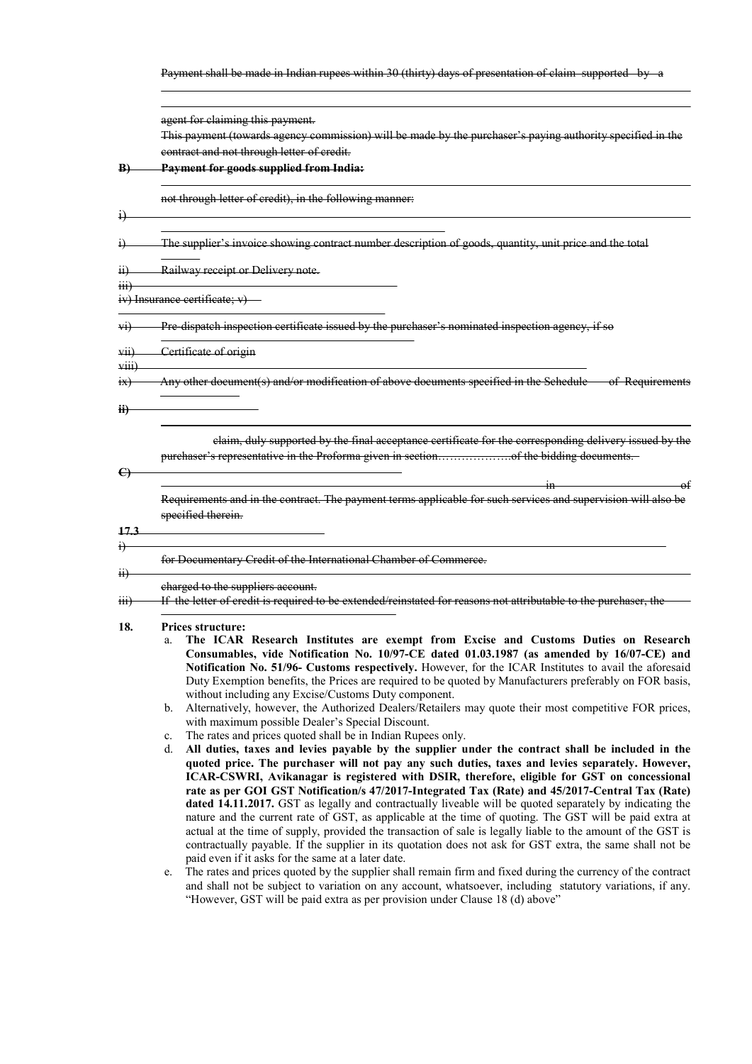~~Payment shall be made in Indian rupees within 30 (thirty) days of presentation of claim supported by a~~

~~agent for claiming this payment.~~

~~This payment (towards agency commission) will be made by the purchaser's paying authority specified in the contract and not through letter of credit.~~

~~**B) Payment for goods supplied from India:**~~

~~not through letter of credit), in the following manner:~~

~~i)~~

~~i) The supplier's invoice showing contract number description of goods, quantity, unit price and the total~~

~~ii) Railway receipt or Delivery note.~~

~~iii)~~

~~iv) Insurance certificate; v)~~

~~vi) Pre-dispatch inspection certificate issued by the purchaser's nominated inspection agency, if so~~

~~vii) Certificate of origin~~

~~viii)~~

~~ix) Any other document(s) and/or modification of above documents specified in the Schedule of Requirements~~

~~**ii)**~~

~~claim, duly supported by the final acceptance certificate for the corresponding delivery issued by the purchaser's representative in the Proforma given in section……………….of the bidding documents.~~

~~**C)**~~

~~in of~~

~~Requirements and in the contract. The payment terms applicable for such services and supervision will also be specified therein.~~

~~**17.3**~~

~~i)~~

~~for Documentary Credit of the International Chamber of Commerce.~~

~~ii)~~

~~charged to the suppliers account.~~

~~iii) If the letter of credit is required to be extended/reinstated for reasons not attributable to the purchaser, the~~

**18. Prices structure:**

a. **The ICAR Research Institutes are exempt from Excise and Customs Duties on Research Consumables, vide Notification No. 10/97-CE dated 01.03.1987 (as amended by 16/07-CE) and Notification No. 51/96- Customs respectively.** However, for the ICAR Institutes to avail the aforesaid Duty Exemption benefits, the Prices are required to be quoted by Manufacturers preferably on FOR basis, without including any Excise/Customs Duty component.

b. Alternatively, however, the Authorized Dealers/Retailers may quote their most competitive FOR prices, with maximum possible Dealer's Special Discount.

c. The rates and prices quoted shall be in Indian Rupees only.

d. **All duties, taxes and levies payable by the supplier under the contract shall be included in the quoted price. The purchaser will not pay any such duties, taxes and levies separately. However, ICAR-CSWRI, Avikanagar is registered with DSIR, therefore, eligible for GST on concessional rate as per GOI GST Notification/s 47/2017-Integrated Tax (Rate) and 45/2017-Central Tax (Rate) dated 14.11.2017.** GST as legally and contractually liveable will be quoted separately by indicating the nature and the current rate of GST, as applicable at the time of quoting. The GST will be paid extra at actual at the time of supply, provided the transaction of sale is legally liable to the amount of the GST is contractually payable. If the supplier in its quotation does not ask for GST extra, the same shall not be paid even if it asks for the same at a later date.

e. The rates and prices quoted by the supplier shall remain firm and fixed during the currency of the contract and shall not be subject to variation on any account, whatsoever, including statutory variations, if any. "However, GST will be paid extra as per provision under Clause 18 (d) above"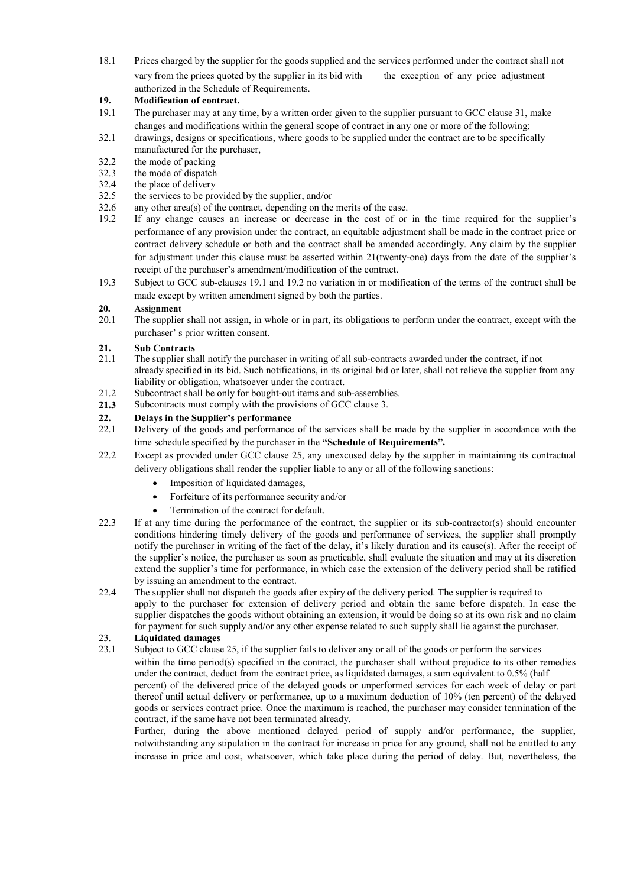18.1 Prices charged by the supplier for the goods supplied and the services performed under the contract shall not vary from the prices quoted by the supplier in its bid with the exception of any price adjustment authorized in the Schedule of Requirements.

**19. Modification of contract.**

19.1 The purchaser may at any time, by a written order given to the supplier pursuant to GCC clause 31, make changes and modifications within the general scope of contract in any one or more of the following:

32.1 drawings, designs or specifications, where goods to be supplied under the contract are to be specifically manufactured for the purchaser,

32.2 the mode of packing

32.3 the mode of dispatch

32.4 the place of delivery

32.5 the services to be provided by the supplier, and/or

32.6 any other area(s) of the contract, depending on the merits of the case.

19.2 If any change causes an increase or decrease in the cost of or in the time required for the supplier's performance of any provision under the contract, an equitable adjustment shall be made in the contract price or contract delivery schedule or both and the contract shall be amended accordingly. Any claim by the supplier for adjustment under this clause must be asserted within 21(twenty-one) days from the date of the supplier's receipt of the purchaser's amendment/modification of the contract.

19.3 Subject to GCC sub-clauses 19.1 and 19.2 no variation in or modification of the terms of the contract shall be made except by written amendment signed by both the parties.

**20. Assignment**

20.1 The supplier shall not assign, in whole or in part, its obligations to perform under the contract, except with the purchaser' s prior written consent.

**21. Sub Contracts**

21.1 The supplier shall notify the purchaser in writing of all sub-contracts awarded under the contract, if not already specified in its bid. Such notifications, in its original bid or later, shall not relieve the supplier from any liability or obligation, whatsoever under the contract.

21.2 Subcontract shall be only for bought-out items and sub-assemblies.

**21.3** Subcontracts must comply with the provisions of GCC clause 3.

**22. Delays in the Supplier's performance**

22.1 Delivery of the goods and performance of the services shall be made by the supplier in accordance with the time schedule specified by the purchaser in the **"Schedule of Requirements".**

22.2 Except as provided under GCC clause 25, any unexcused delay by the supplier in maintaining its contractual delivery obligations shall render the supplier liable to any or all of the following sanctions:

- Imposition of liquidated damages,
- Forfeiture of its performance security and/or
- Termination of the contract for default.

22.3 If at any time during the performance of the contract, the supplier or its sub-contractor(s) should encounter conditions hindering timely delivery of the goods and performance of services, the supplier shall promptly notify the purchaser in writing of the fact of the delay, it's likely duration and its cause(s). After the receipt of the supplier's notice, the purchaser as soon as practicable, shall evaluate the situation and may at its discretion extend the supplier's time for performance, in which case the extension of the delivery period shall be ratified by issuing an amendment to the contract.

22.4 The supplier shall not dispatch the goods after expiry of the delivery period. The supplier is required to apply to the purchaser for extension of delivery period and obtain the same before dispatch. In case the supplier dispatches the goods without obtaining an extension, it would be doing so at its own risk and no claim for payment for such supply and/or any other expense related to such supply shall lie against the purchaser.

**23. Liquidated damages**

23.1 Subject to GCC clause 25, if the supplier fails to deliver any or all of the goods or perform the services within the time period(s) specified in the contract, the purchaser shall without prejudice to its other remedies under the contract, deduct from the contract price, as liquidated damages, a sum equivalent to 0.5% (half percent) of the delivered price of the delayed goods or unperformed services for each week of delay or part thereof until actual delivery or performance, up to a maximum deduction of 10% (ten percent) of the delayed goods or services contract price. Once the maximum is reached, the purchaser may consider termination of the contract, if the same have not been terminated already.

Further, during the above mentioned delayed period of supply and/or performance, the supplier, notwithstanding any stipulation in the contract for increase in price for any ground, shall not be entitled to any increase in price and cost, whatsoever, which take place during the period of delay. But, nevertheless, the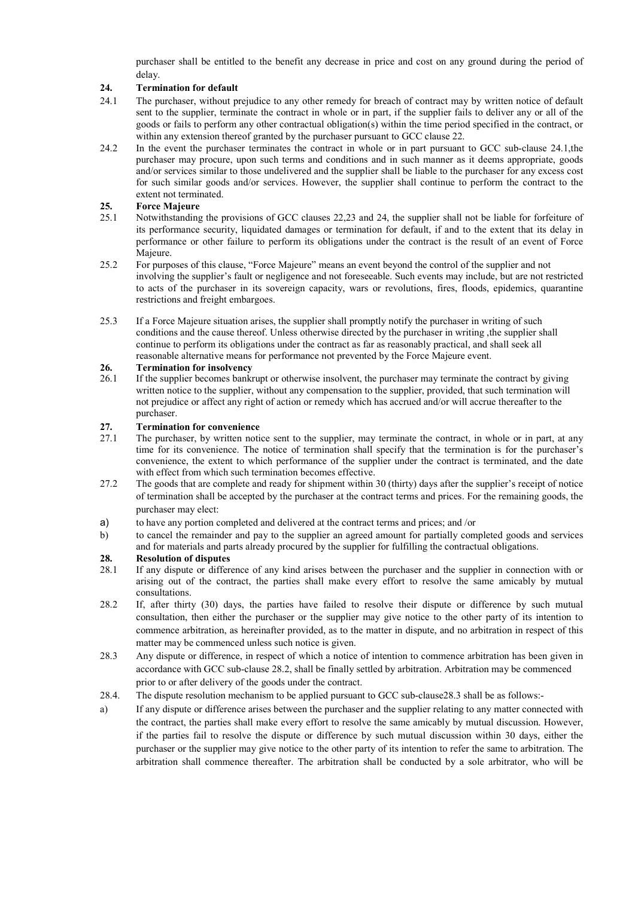purchaser shall be entitled to the benefit any decrease in price and cost on any ground during the period of delay.

**24. Termination for default**

24.1 The purchaser, without prejudice to any other remedy for breach of contract may by written notice of default sent to the supplier, terminate the contract in whole or in part, if the supplier fails to deliver any or all of the goods or fails to perform any other contractual obligation(s) within the time period specified in the contract, or within any extension thereof granted by the purchaser pursuant to GCC clause 22.

24.2 In the event the purchaser terminates the contract in whole or in part pursuant to GCC sub-clause 24.1,the purchaser may procure, upon such terms and conditions and in such manner as it deems appropriate, goods and/or services similar to those undelivered and the supplier shall be liable to the purchaser for any excess cost for such similar goods and/or services. However, the supplier shall continue to perform the contract to the extent not terminated.

**25. Force Majeure**

25.1 Notwithstanding the provisions of GCC clauses 22,23 and 24, the supplier shall not be liable for forfeiture of its performance security, liquidated damages or termination for default, if and to the extent that its delay in performance or other failure to perform its obligations under the contract is the result of an event of Force Majeure.

25.2 For purposes of this clause, "Force Majeure" means an event beyond the control of the supplier and not involving the supplier's fault or negligence and not foreseeable. Such events may include, but are not restricted to acts of the purchaser in its sovereign capacity, wars or revolutions, fires, floods, epidemics, quarantine restrictions and freight embargoes.

25.3 If a Force Majeure situation arises, the supplier shall promptly notify the purchaser in writing of such conditions and the cause thereof. Unless otherwise directed by the purchaser in writing ,the supplier shall continue to perform its obligations under the contract as far as reasonably practical, and shall seek all reasonable alternative means for performance not prevented by the Force Majeure event.

**26. Termination for insolvency**

26.1 If the supplier becomes bankrupt or otherwise insolvent, the purchaser may terminate the contract by giving written notice to the supplier, without any compensation to the supplier, provided, that such termination will not prejudice or affect any right of action or remedy which has accrued and/or will accrue thereafter to the purchaser.

**27. Termination for convenience**

27.1 The purchaser, by written notice sent to the supplier, may terminate the contract, in whole or in part, at any time for its convenience. The notice of termination shall specify that the termination is for the purchaser's convenience, the extent to which performance of the supplier under the contract is terminated, and the date with effect from which such termination becomes effective.

27.2 The goods that are complete and ready for shipment within 30 (thirty) days after the supplier's receipt of notice of termination shall be accepted by the purchaser at the contract terms and prices. For the remaining goods, the purchaser may elect:

a) to have any portion completed and delivered at the contract terms and prices; and /or

b) to cancel the remainder and pay to the supplier an agreed amount for partially completed goods and services and for materials and parts already procured by the supplier for fulfilling the contractual obligations.

**28. Resolution of disputes**

28.1 If any dispute or difference of any kind arises between the purchaser and the supplier in connection with or arising out of the contract, the parties shall make every effort to resolve the same amicably by mutual consultations.

28.2 If, after thirty (30) days, the parties have failed to resolve their dispute or difference by such mutual consultation, then either the purchaser or the supplier may give notice to the other party of its intention to commence arbitration, as hereinafter provided, as to the matter in dispute, and no arbitration in respect of this matter may be commenced unless such notice is given.

28.3 Any dispute or difference, in respect of which a notice of intention to commence arbitration has been given in accordance with GCC sub-clause 28.2, shall be finally settled by arbitration. Arbitration may be commenced prior to or after delivery of the goods under the contract.

28.4. The dispute resolution mechanism to be applied pursuant to GCC sub-clause28.3 shall be as follows:-

a) If any dispute or difference arises between the purchaser and the supplier relating to any matter connected with the contract, the parties shall make every effort to resolve the same amicably by mutual discussion. However, if the parties fail to resolve the dispute or difference by such mutual discussion within 30 days, either the purchaser or the supplier may give notice to the other party of its intention to refer the same to arbitration. The arbitration shall commence thereafter. The arbitration shall be conducted by a sole arbitrator, who will be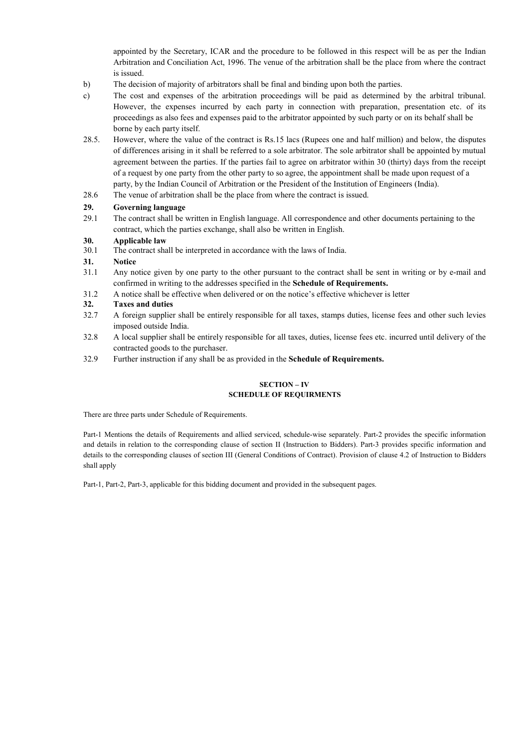appointed by the Secretary, ICAR and the procedure to be followed in this respect will be as per the Indian Arbitration and Conciliation Act, 1996. The venue of the arbitration shall be the place from where the contract is issued.

b) The decision of majority of arbitrators shall be final and binding upon both the parties.

c) The cost and expenses of the arbitration proceedings will be paid as determined by the arbitral tribunal. However, the expenses incurred by each party in connection with preparation, presentation etc. of its proceedings as also fees and expenses paid to the arbitrator appointed by such party or on its behalf shall be borne by each party itself.

28.5. However, where the value of the contract is Rs.15 lacs (Rupees one and half million) and below, the disputes of differences arising in it shall be referred to a sole arbitrator. The sole arbitrator shall be appointed by mutual agreement between the parties. If the parties fail to agree on arbitrator within 30 (thirty) days from the receipt of a request by one party from the other party to so agree, the appointment shall be made upon request of a party, by the Indian Council of Arbitration or the President of the Institution of Engineers (India).

28.6 The venue of arbitration shall be the place from where the contract is issued.

**29. Governing language**

29.1 The contract shall be written in English language. All correspondence and other documents pertaining to the contract, which the parties exchange, shall also be written in English.

**30. Applicable law**

30.1 The contract shall be interpreted in accordance with the laws of India.

**31. Notice**

31.1 Any notice given by one party to the other pursuant to the contract shall be sent in writing or by e-mail and confirmed in writing to the addresses specified in the **Schedule of Requirements.**

31.2 A notice shall be effective when delivered or on the notice's effective whichever is letter

**32. Taxes and duties**

32.7 A foreign supplier shall be entirely responsible for all taxes, stamps duties, license fees and other such levies imposed outside India.

32.8 A local supplier shall be entirely responsible for all taxes, duties, license fees etc. incurred until delivery of the contracted goods to the purchaser.

32.9 Further instruction if any shall be as provided in the **Schedule of Requirements.**

## SECTION – IV
## SCHEDULE OF REQUIRMENTS

There are three parts under Schedule of Requirements.

Part-1 Mentions the details of Requirements and allied serviced, schedule-wise separately. Part-2 provides the specific information and details in relation to the corresponding clause of section II (Instruction to Bidders). Part-3 provides specific information and details to the corresponding clauses of section III (General Conditions of Contract). Provision of clause 4.2 of Instruction to Bidders shall apply

Part-1, Part-2, Part-3, applicable for this bidding document and provided in the subsequent pages.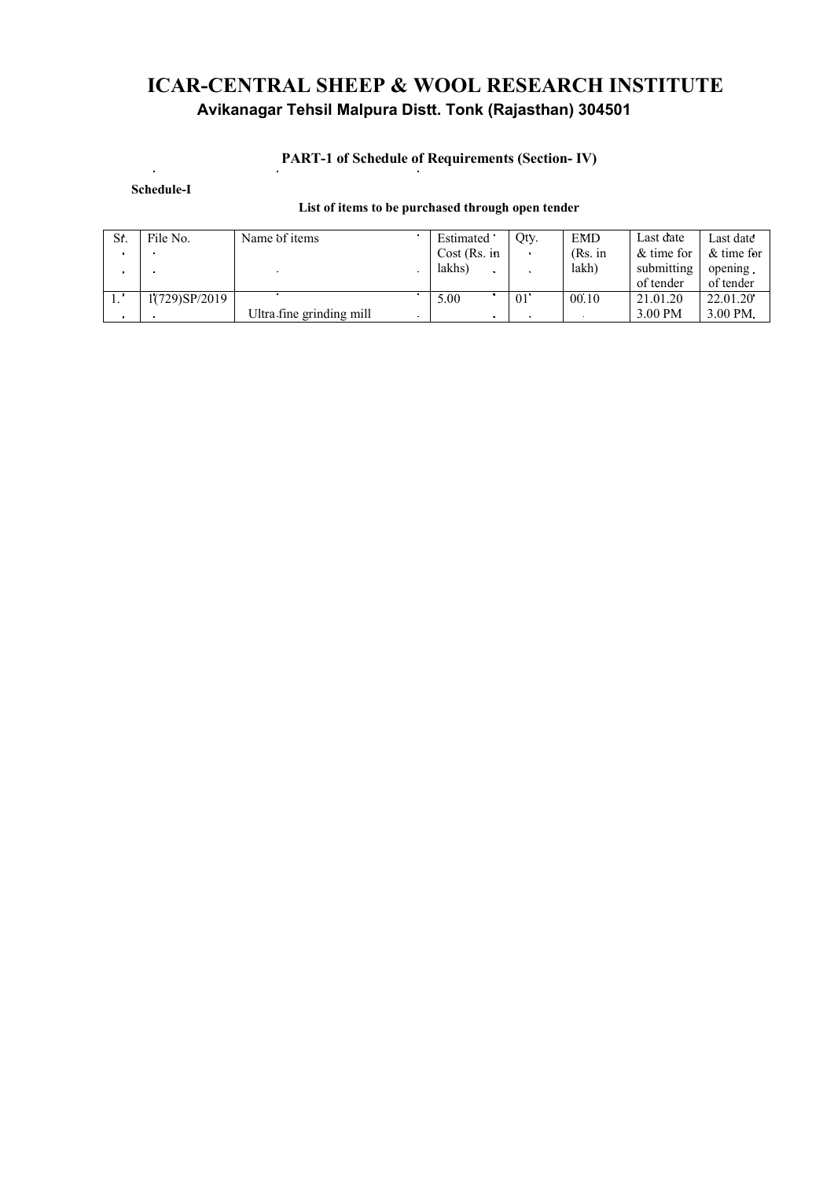# ICAR-CENTRAL SHEEP & WOOL RESEARCH INSTITUTE

## Avikanagar Tehsil Malpura Distt. Tonk (Rajasthan) 304501

### PART-1 of Schedule of Requirements (Section- IV)

**Schedule-I**

**List of items to be purchased through open tender**

| Sr. | File No. | Name of items | Estimated Cost (Rs. in lakhs) | Qty. | EMD (Rs. in lakh) | Last date & time for submitting of tender | Last date & time for opening of tender |
|---|---|---|---|---|---|---|---|
| 1. | 1(729)SP/2019 | Ultra fine grinding mill | 5.00 | 01 | 00.10 | 21.01.20 3.00 PM | 22.01.20 3.00 PM |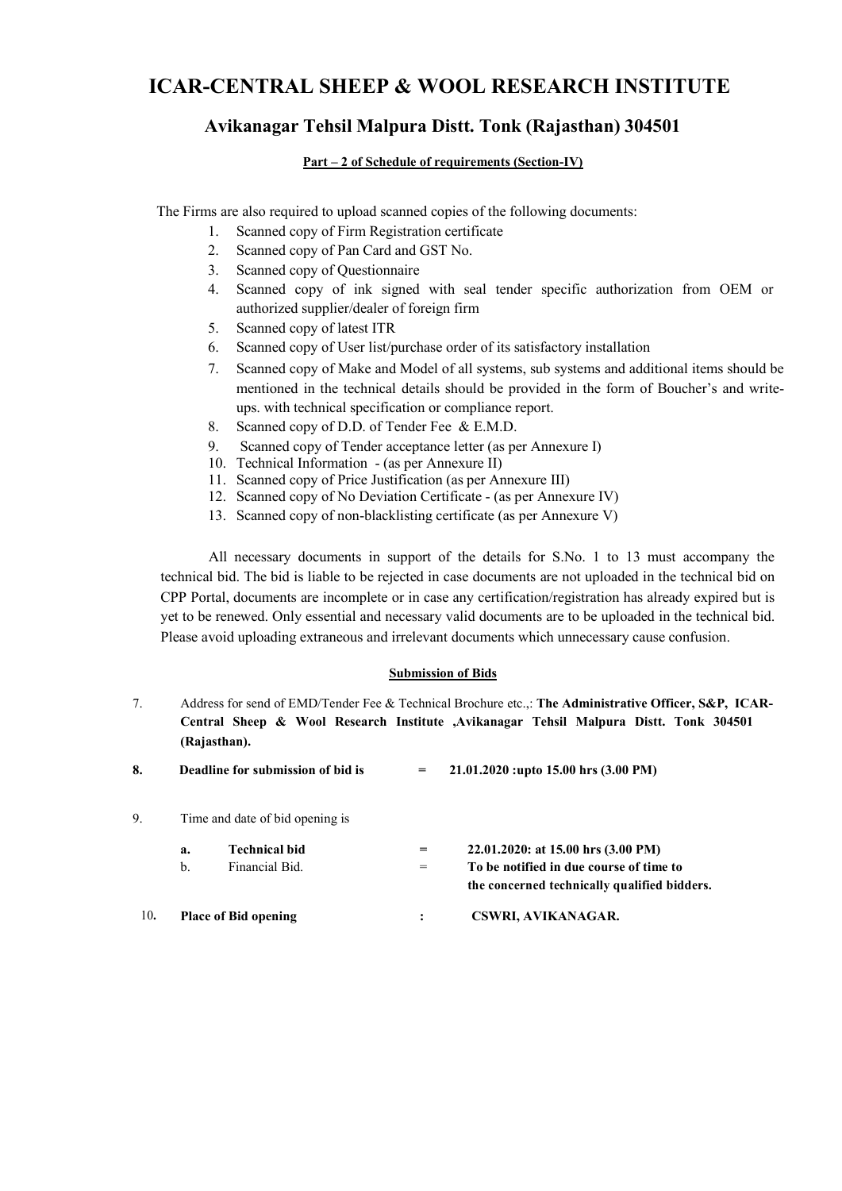# ICAR-CENTRAL SHEEP & WOOL RESEARCH INSTITUTE

## Avikanagar Tehsil Malpura Distt. Tonk (Rajasthan) 304501

**Part – 2 of Schedule of requirements (Section-IV)**

The Firms are also required to upload scanned copies of the following documents:

1. Scanned copy of Firm Registration certificate
2. Scanned copy of Pan Card and GST No.
3. Scanned copy of Questionnaire
4. Scanned copy of ink signed with seal tender specific authorization from OEM or authorized supplier/dealer of foreign firm
5. Scanned copy of latest ITR
6. Scanned copy of User list/purchase order of its satisfactory installation
7. Scanned copy of Make and Model of all systems, sub systems and additional items should be mentioned in the technical details should be provided in the form of Boucher's and write-ups. with technical specification or compliance report.
8. Scanned copy of D.D. of Tender Fee & E.M.D.
9. Scanned copy of Tender acceptance letter (as per Annexure I)
10. Technical Information - (as per Annexure II)
11. Scanned copy of Price Justification (as per Annexure III)
12. Scanned copy of No Deviation Certificate - (as per Annexure IV)
13. Scanned copy of non-blacklisting certificate (as per Annexure V)

All necessary documents in support of the details for S.No. 1 to 13 must accompany the technical bid. The bid is liable to be rejected in case documents are not uploaded in the technical bid on CPP Portal, documents are incomplete or in case any certification/registration has already expired but is yet to be renewed. Only essential and necessary valid documents are to be uploaded in the technical bid. Please avoid uploading extraneous and irrelevant documents which unnecessary cause confusion.

**Submission of Bids**

7. Address for send of EMD/Tender Fee & Technical Brochure etc.,: **The Administrative Officer, S&P, ICAR-Central Sheep & Wool Research Institute ,Avikanagar Tehsil Malpura Distt. Tonk 304501 (Rajasthan).**

**8. Deadline for submission of bid is = 21.01.2020 :upto 15.00 hrs (3.00 PM)**

9. Time and date of bid opening is

   a. **Technical bid = 22.01.2020: at 15.00 hrs (3.00 PM)**

   b. Financial Bid. = **To be notified in due course of time to the concerned technically qualified bidders.**

**10. Place of Bid opening : CSWRI, AVIKANAGAR.**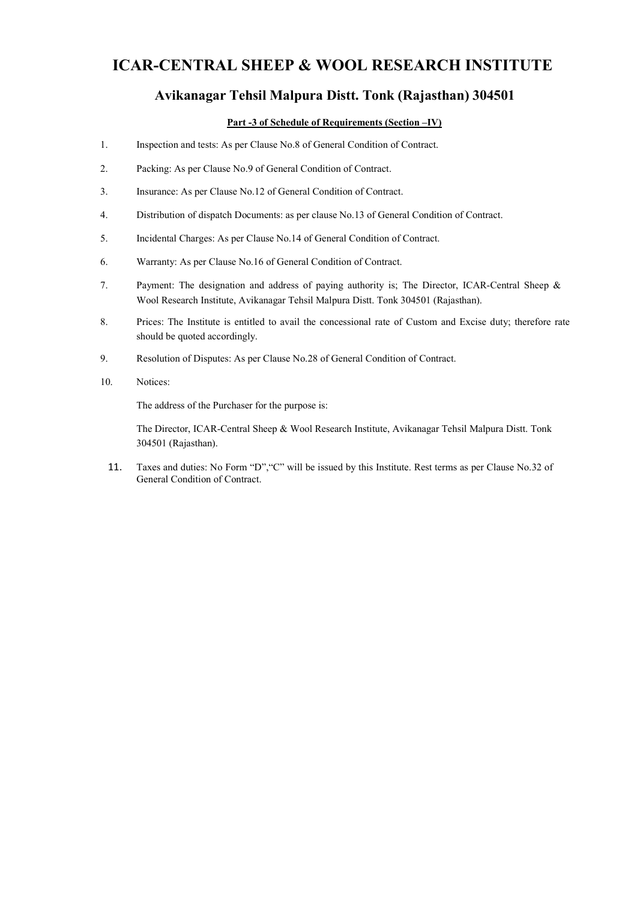# ICAR-CENTRAL SHEEP & WOOL RESEARCH INSTITUTE

## Avikanagar Tehsil Malpura Distt. Tonk (Rajasthan) 304501

**Part -3 of Schedule of Requirements (Section –IV)**

1. Inspection and tests: As per Clause No.8 of General Condition of Contract.

2. Packing: As per Clause No.9 of General Condition of Contract.

3. Insurance: As per Clause No.12 of General Condition of Contract.

4. Distribution of dispatch Documents: as per clause No.13 of General Condition of Contract.

5. Incidental Charges: As per Clause No.14 of General Condition of Contract.

6. Warranty: As per Clause No.16 of General Condition of Contract.

7. Payment: The designation and address of paying authority is; The Director, ICAR-Central Sheep & Wool Research Institute, Avikanagar Tehsil Malpura Distt. Tonk 304501 (Rajasthan).

8. Prices: The Institute is entitled to avail the concessional rate of Custom and Excise duty; therefore rate should be quoted accordingly.

9. Resolution of Disputes: As per Clause No.28 of General Condition of Contract.

10. Notices:

    The address of the Purchaser for the purpose is:

    The Director, ICAR-Central Sheep & Wool Research Institute, Avikanagar Tehsil Malpura Distt. Tonk 304501 (Rajasthan).

11. Taxes and duties: No Form "D","C" will be issued by this Institute. Rest terms as per Clause No.32 of General Condition of Contract.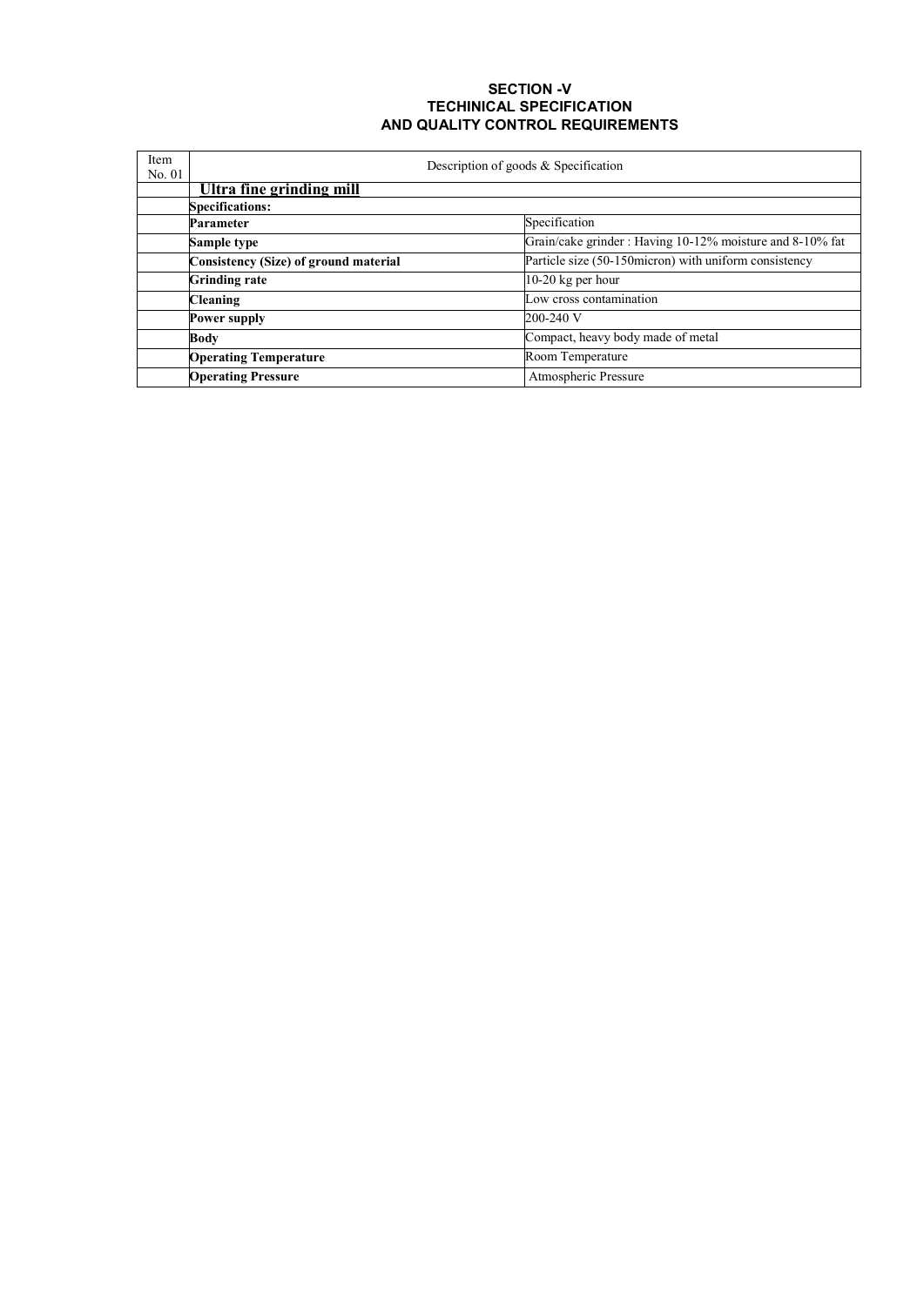**SECTION -V**
**TECHINICAL SPECIFICATION**
**AND QUALITY CONTROL REQUIREMENTS**

| Item No. 01 | Description of goods & Specification | |
|---|---|---|
| | **Ultra fine grinding mill** | |
| | **Specifications:** | |
| | **Parameter** | Specification |
| | **Sample type** | Grain/cake grinder : Having 10-12% moisture and 8-10% fat |
| | **Consistency (Size) of ground material** | Particle size (50-150micron) with uniform consistency |
| | **Grinding rate** | 10-20 kg per hour |
| | **Cleaning** | Low cross contamination |
| | **Power supply** | 200-240 V |
| | **Body** | Compact, heavy body made of metal |
| | **Operating Temperature** | Room Temperature |
| | **Operating Pressure** | Atmospheric Pressure |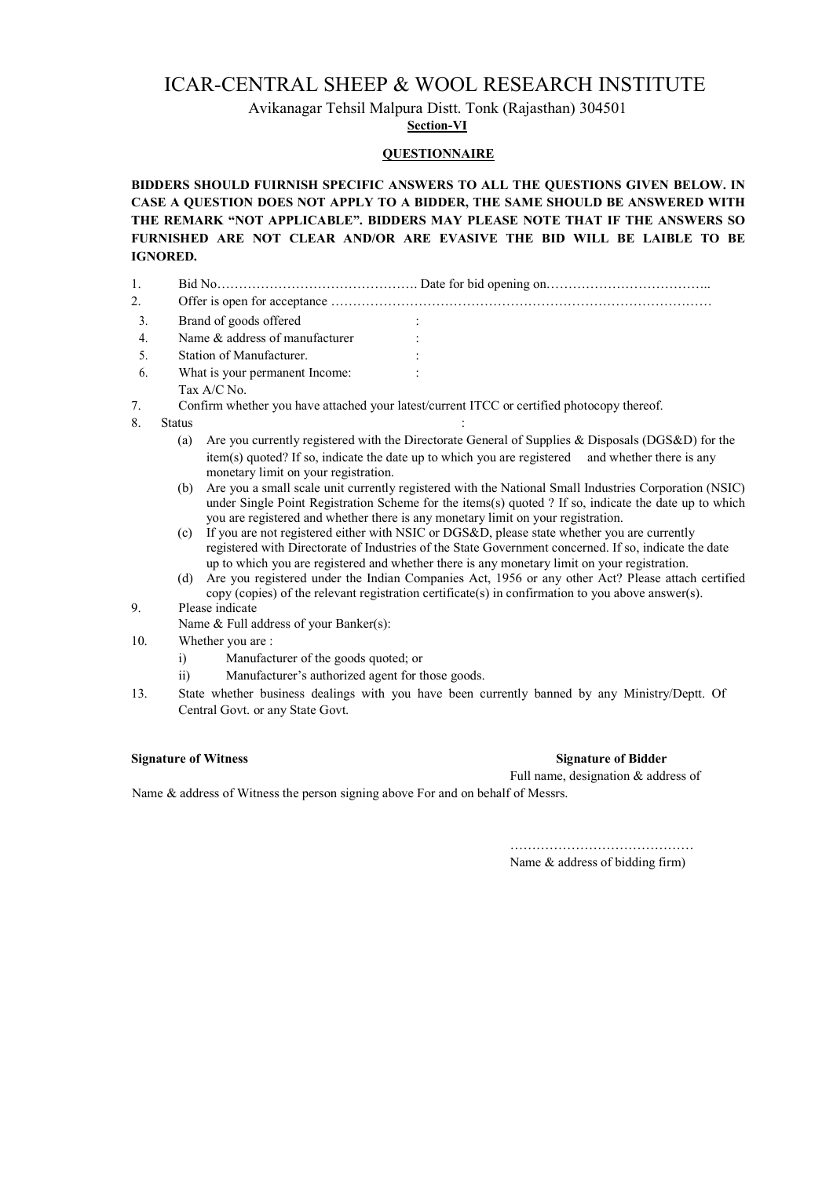# ICAR-CENTRAL SHEEP & WOOL RESEARCH INSTITUTE

Avikanagar Tehsil Malpura Distt. Tonk (Rajasthan) 304501

**Section-VI**

**QUESTIONNAIRE**

**BIDDERS SHOULD FUIRNISH SPECIFIC ANSWERS TO ALL THE QUESTIONS GIVEN BELOW. IN CASE A QUESTION DOES NOT APPLY TO A BIDDER, THE SAME SHOULD BE ANSWERED WITH THE REMARK "NOT APPLICABLE". BIDDERS MAY PLEASE NOTE THAT IF THE ANSWERS SO FURNISHED ARE NOT CLEAR AND/OR ARE EVASIVE THE BID WILL BE LAIBLE TO BE IGNORED.**

1. Bid No………………………………………. Date for bid opening on……………………………..
2. Offer is open for acceptance ……………………………………………………………………………
3. Brand of goods offered :
4. Name & address of manufacturer :
5. Station of Manufacturer. :
6. What is your permanent Income: :
   Tax A/C No.
7. Confirm whether you have attached your latest/current ITCC or certified photocopy thereof.
8. Status :
   (a) Are you currently registered with the Directorate General of Supplies & Disposals (DGS&D) for the item(s) quoted? If so, indicate the date up to which you are registered and whether there is any monetary limit on your registration.
   (b) Are you a small scale unit currently registered with the National Small Industries Corporation (NSIC) under Single Point Registration Scheme for the items(s) quoted ? If so, indicate the date up to which you are registered and whether there is any monetary limit on your registration.
   (c) If you are not registered either with NSIC or DGS&D, please state whether you are currently registered with Directorate of Industries of the State Government concerned. If so, indicate the date up to which you are registered and whether there is any monetary limit on your registration.
   (d) Are you registered under the Indian Companies Act, 1956 or any other Act? Please attach certified copy (copies) of the relevant registration certificate(s) in confirmation to you above answer(s).
9. Please indicate
   Name & Full address of your Banker(s):
10. Whether you are :
    i) Manufacturer of the goods quoted; or
    ii) Manufacturer's authorized agent for those goods.
13. State whether business dealings with you have been currently banned by any Ministry/Deptt. Of Central Govt. or any State Govt.

**Signature of Witness** **Signature of Bidder**

Full name, designation & address of

Name & address of Witness the person signing above For and on behalf of Messrs.

……………………………………

Name & address of bidding firm)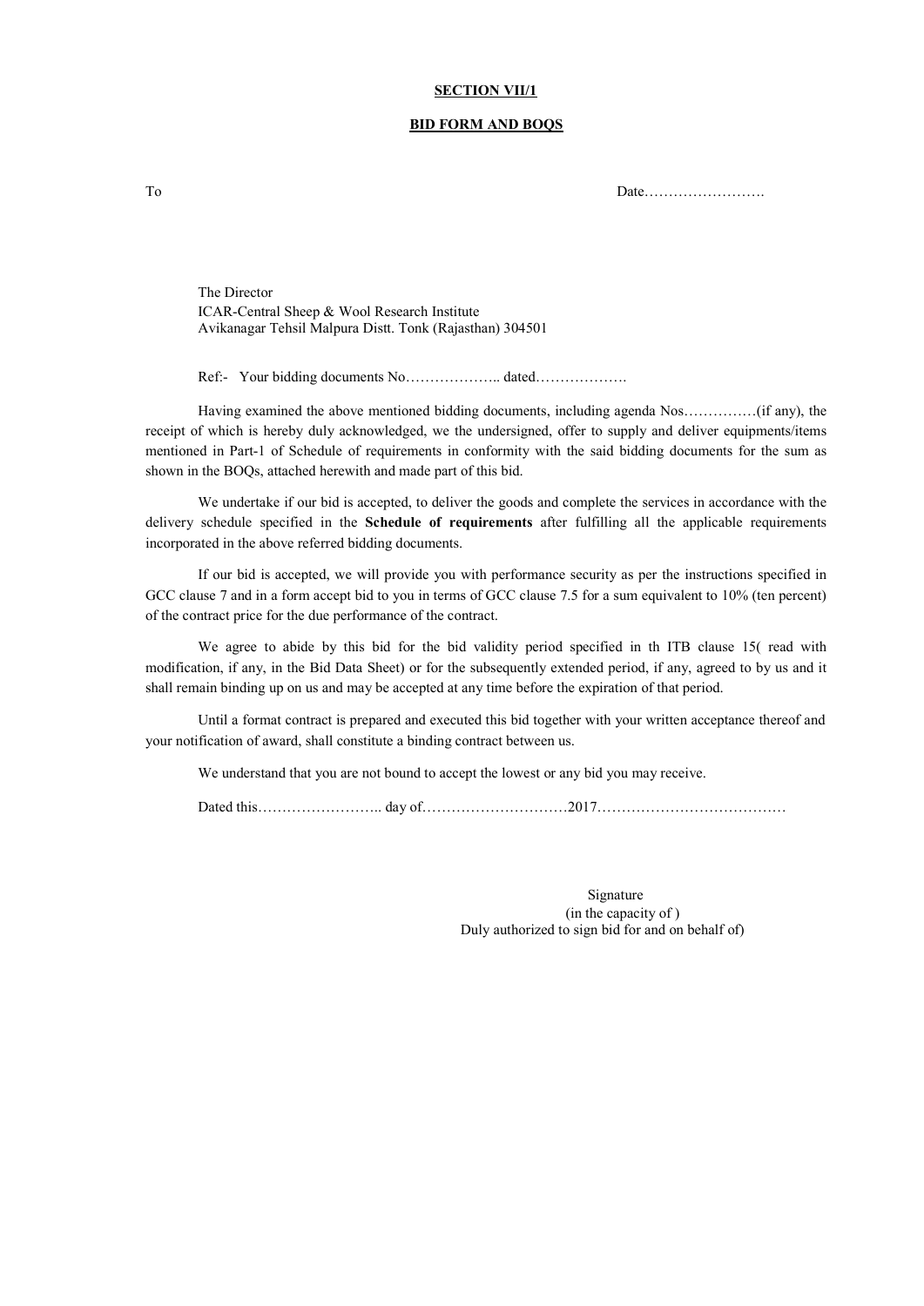**SECTION VII/1**

**BID FORM AND BOQS**

To Date…………………….

The Director
ICAR-Central Sheep & Wool Research Institute
Avikanagar Tehsil Malpura Distt. Tonk (Rajasthan) 304501

Ref:- Your bidding documents No……………….. dated……………….

Having examined the above mentioned bidding documents, including agenda Nos……………(if any), the receipt of which is hereby duly acknowledged, we the undersigned, offer to supply and deliver equipments/items mentioned in Part-1 of Schedule of requirements in conformity with the said bidding documents for the sum as shown in the BOQs, attached herewith and made part of this bid.

We undertake if our bid is accepted, to deliver the goods and complete the services in accordance with the delivery schedule specified in the **Schedule of requirements** after fulfilling all the applicable requirements incorporated in the above referred bidding documents.

If our bid is accepted, we will provide you with performance security as per the instructions specified in GCC clause 7 and in a form accept bid to you in terms of GCC clause 7.5 for a sum equivalent to 10% (ten percent) of the contract price for the due performance of the contract.

We agree to abide by this bid for the bid validity period specified in th ITB clause 15( read with modification, if any, in the Bid Data Sheet) or for the subsequently extended period, if any, agreed to by us and it shall remain binding up on us and may be accepted at any time before the expiration of that period.

Until a format contract is prepared and executed this bid together with your written acceptance thereof and your notification of award, shall constitute a binding contract between us.

We understand that you are not bound to accept the lowest or any bid you may receive.

Dated this…………………….. day of…………………………2017…………………………………

Signature
(in the capacity of )
Duly authorized to sign bid for and on behalf of)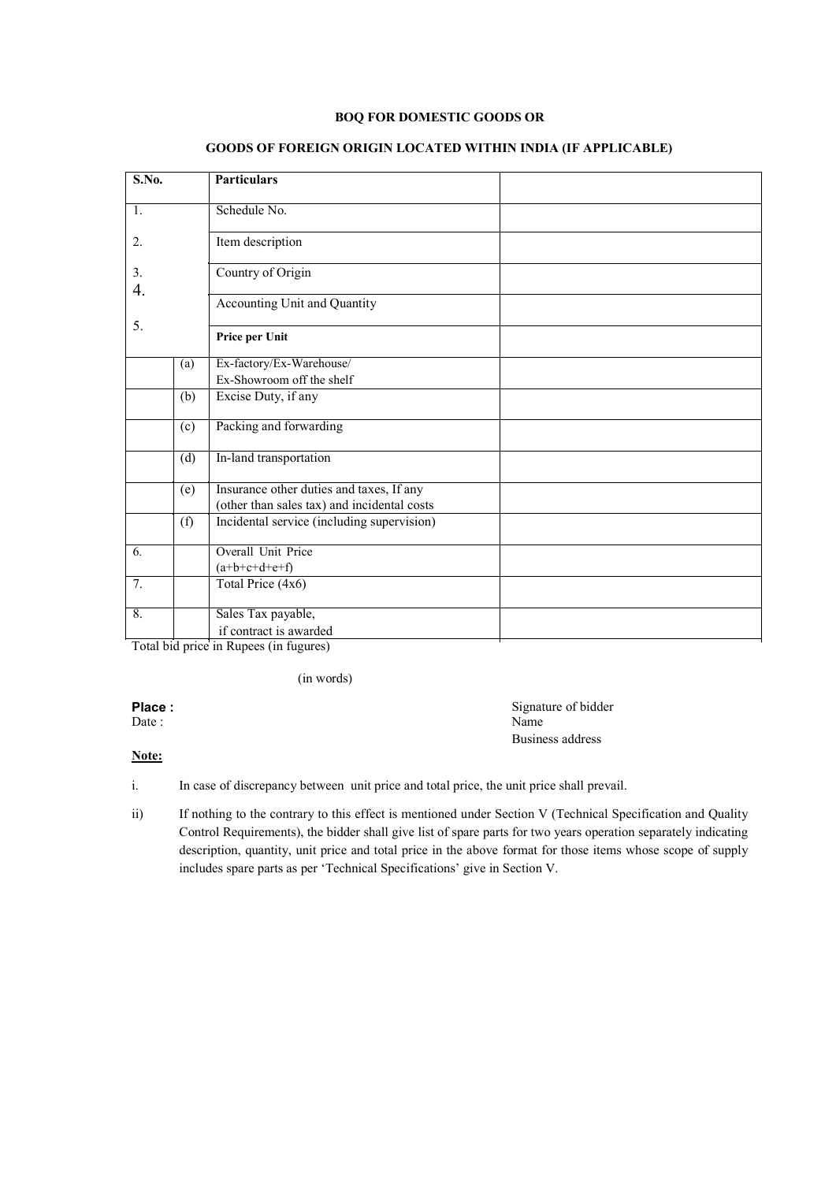**BOQ FOR DOMESTIC GOODS OR**

**GOODS OF FOREIGN ORIGIN LOCATED WITHIN INDIA (IF APPLICABLE)**

| S.No. | | Particulars | |
|---|---|---|---|
| 1. | | Schedule No. | |
| 2. | | Item description | |
| 3. | | Country of Origin | |
| 4. | | Accounting Unit and Quantity | |
| 5. | | **Price per Unit** | |
| | (a) | Ex-factory/Ex-Warehouse/ Ex-Showroom off the shelf | |
| | (b) | Excise Duty, if any | |
| | (c) | Packing and forwarding | |
| | (d) | In-land transportation | |
| | (e) | Insurance other duties and taxes, If any (other than sales tax) and incidental costs | |
| | (f) | Incidental service (including supervision) | |
| 6. | | Overall Unit Price (a+b+c+d+e+f) | |
| 7. | | Total Price (4x6) | |
| 8. | | Sales Tax payable, if contract is awarded | |

Total bid price in Rupees (in fugures)

(in words)

**Place :**
Date :

Signature of bidder
Name
Business address

**Note:**

i. In case of discrepancy between unit price and total price, the unit price shall prevail.

ii) If nothing to the contrary to this effect is mentioned under Section V (Technical Specification and Quality Control Requirements), the bidder shall give list of spare parts for two years operation separately indicating description, quantity, unit price and total price in the above format for those items whose scope of supply includes spare parts as per 'Technical Specifications' give in Section V.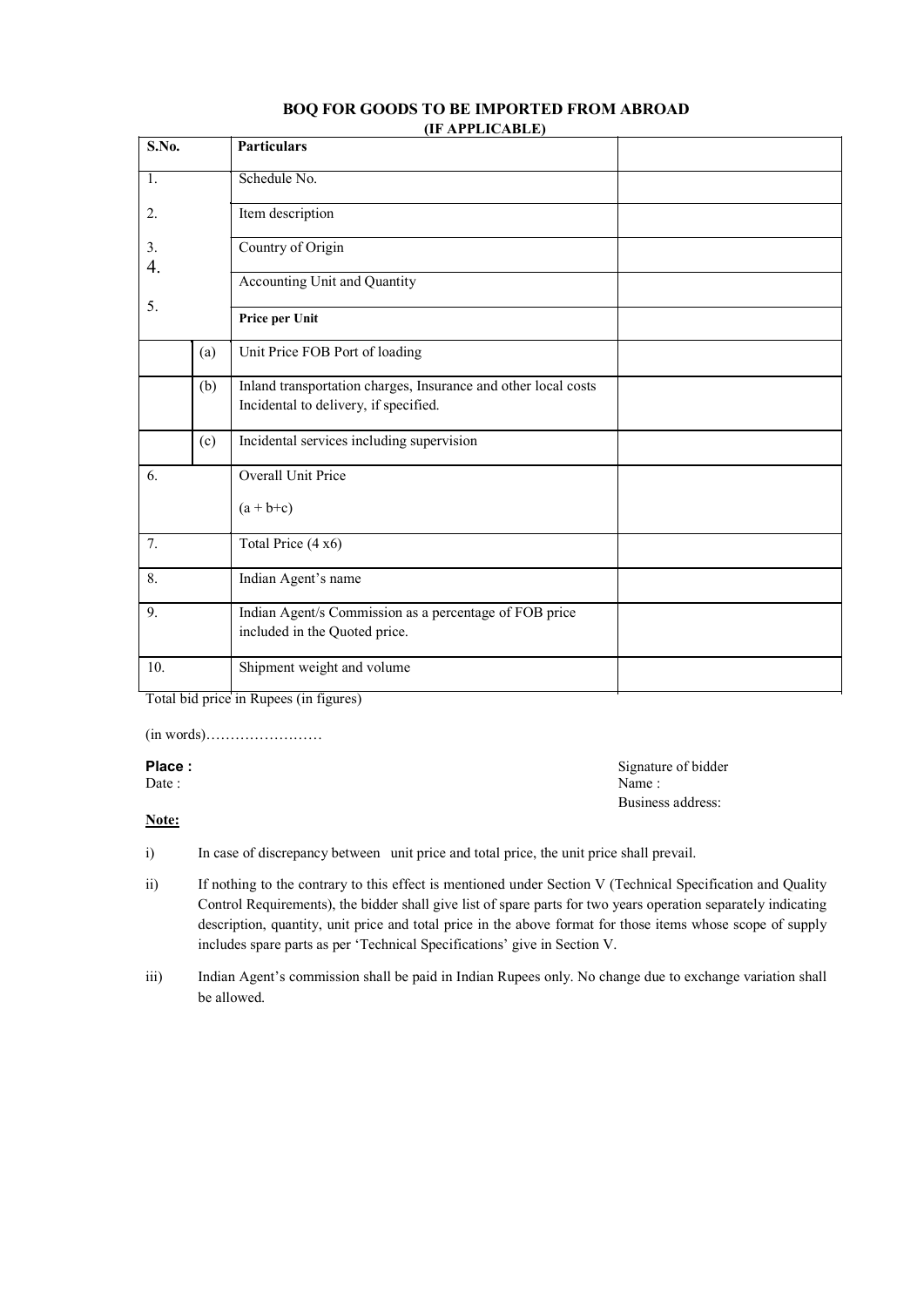**BOQ FOR GOODS TO BE IMPORTED FROM ABROAD**
**(IF APPLICABLE)**

| S.No. | | Particulars | |
|---|---|---|---|
| 1. | | Schedule No. | |
| 2. | | Item description | |
| 3. | | Country of Origin | |
| 4. | | Accounting Unit and Quantity | |
| 5. | | **Price per Unit** | |
| | (a) | Unit Price FOB Port of loading | |
| | (b) | Inland transportation charges, Insurance and other local costs Incidental to delivery, if specified. | |
| | (c) | Incidental services including supervision | |
| 6. | | Overall Unit Price (a + b+c) | |
| 7. | | Total Price (4 x6) | |
| 8. | | Indian Agent's name | |
| 9. | | Indian Agent/s Commission as a percentage of FOB price included in the Quoted price. | |
| 10. | | Shipment weight and volume | |

Total bid price in Rupees (in figures)

(in words)……………………

**Place :**
Date :

Signature of bidder
Name :
Business address:

**Note:**

i) In case of discrepancy between unit price and total price, the unit price shall prevail.

ii) If nothing to the contrary to this effect is mentioned under Section V (Technical Specification and Quality Control Requirements), the bidder shall give list of spare parts for two years operation separately indicating description, quantity, unit price and total price in the above format for those items whose scope of supply includes spare parts as per 'Technical Specifications' give in Section V.

iii) Indian Agent's commission shall be paid in Indian Rupees only. No change due to exchange variation shall be allowed.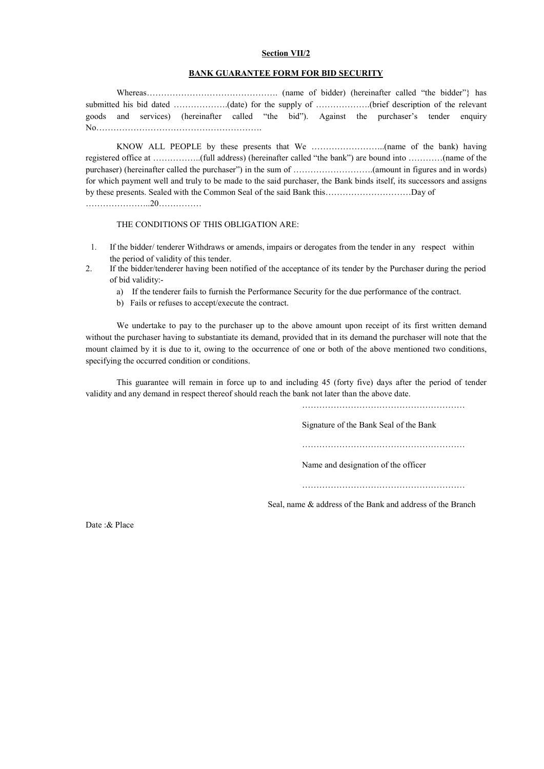**Section VII/2**

**BANK GUARANTEE FORM FOR BID SECURITY**

Whereas………………………………………. (name of bidder) (hereinafter called "the bidder"} has submitted his bid dated ……………….(date) for the supply of ……………….(brief description of the relevant goods and services) (hereinafter called "the bid"). Against the purchaser's tender enquiry No………………………………………………….

KNOW ALL PEOPLE by these presents that We ……………………..(name of the bank) having registered office at ……………..(full address) (hereinafter called "the bank") are bound into …………(name of the purchaser) (hereinafter called the purchaser") in the sum of ……………………….(amount in figures and in words) for which payment well and truly to be made to the said purchaser, the Bank binds itself, its successors and assigns by these presents. Sealed with the Common Seal of the said Bank this…………………………Day of …………………..20……………

THE CONDITIONS OF THIS OBLIGATION ARE:

1. If the bidder/ tenderer Withdraws or amends, impairs or derogates from the tender in any respect within the period of validity of this tender.
2. If the bidder/tenderer having been notified of the acceptance of its tender by the Purchaser during the period of bid validity:-
   a) If the tenderer fails to furnish the Performance Security for the due performance of the contract.
   b) Fails or refuses to accept/execute the contract.

We undertake to pay to the purchaser up to the above amount upon receipt of its first written demand without the purchaser having to substantiate its demand, provided that in its demand the purchaser will note that the mount claimed by it is due to it, owing to the occurrence of one or both of the above mentioned two conditions, specifying the occurred condition or conditions.

This guarantee will remain in force up to and including 45 (forty five) days after the period of tender validity and any demand in respect thereof should reach the bank not later than the above date.

…………………………………………………

Signature of the Bank Seal of the Bank

…………………………………………………

Name and designation of the officer

…………………………………………………

Seal, name & address of the Bank and address of the Branch

Date :& Place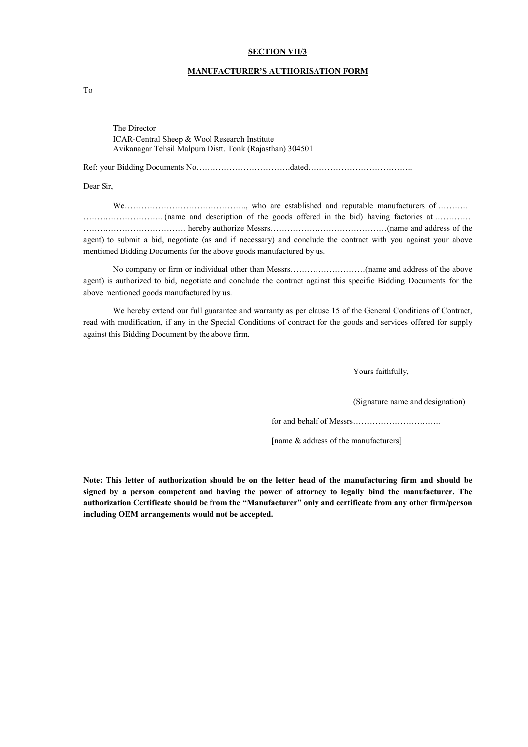**SECTION VII/3**

**MANUFACTURER'S AUTHORISATION FORM**

To

The Director
ICAR-Central Sheep & Wool Research Institute
Avikanagar Tehsil Malpura Distt. Tonk (Rajasthan) 304501

Ref: your Bidding Documents No…………………………….dated………………………………..

Dear Sir,

We…………………………………….., who are established and reputable manufacturers of ……….. ……………………….. (name and description of the goods offered in the bid) having factories at …………. ………………………………. hereby authorize Messrs……………………………………(name and address of the agent) to submit a bid, negotiate (as and if necessary) and conclude the contract with you against your above mentioned Bidding Documents for the above goods manufactured by us.

No company or firm or individual other than Messrs………………………(name and address of the above agent) is authorized to bid, negotiate and conclude the contract against this specific Bidding Documents for the above mentioned goods manufactured by us.

We hereby extend our full guarantee and warranty as per clause 15 of the General Conditions of Contract, read with modification, if any in the Special Conditions of contract for the goods and services offered for supply against this Bidding Document by the above firm.

Yours faithfully,

(Signature name and designation)

for and behalf of Messrs…………………………..

[name & address of the manufacturers]

**Note: This letter of authorization should be on the letter head of the manufacturing firm and should be signed by a person competent and having the power of attorney to legally bind the manufacturer. The authorization Certificate should be from the "Manufacturer" only and certificate from any other firm/person including OEM arrangements would not be accepted.**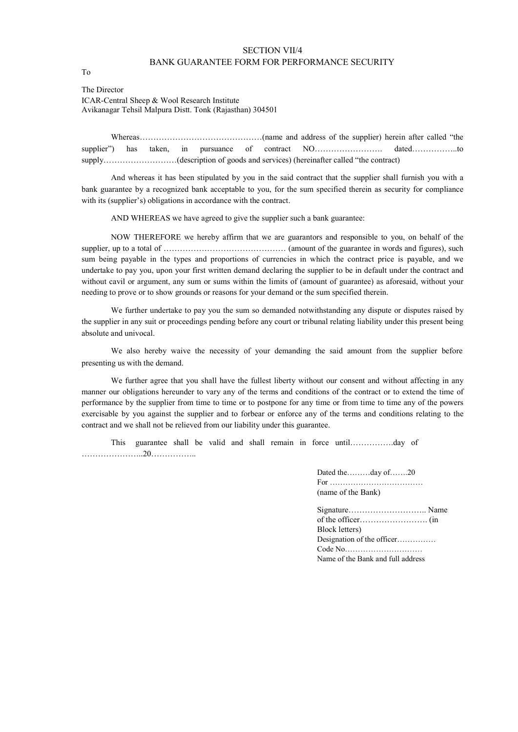## SECTION VII/4
## BANK GUARANTEE FORM FOR PERFORMANCE SECURITY

To

The Director
ICAR-Central Sheep & Wool Research Institute
Avikanagar Tehsil Malpura Distt. Tonk (Rajasthan) 304501

Whereas………………………………………(name and address of the supplier) herein after called "the supplier") has taken, in pursuance of contract NO……………………. dated……………..to supply………………………(description of goods and services) (hereinafter called "the contract)

And whereas it has been stipulated by you in the said contract that the supplier shall furnish you with a bank guarantee by a recognized bank acceptable to you, for the sum specified therein as security for compliance with its (supplier's) obligations in accordance with the contract.

AND WHEREAS we have agreed to give the supplier such a bank guarantee:

NOW THEREFORE we hereby affirm that we are guarantors and responsible to you, on behalf of the supplier, up to a total of ……………………………………… (amount of the guarantee in words and figures), such sum being payable in the types and proportions of currencies in which the contract price is payable, and we undertake to pay you, upon your first written demand declaring the supplier to be in default under the contract and without cavil or argument, any sum or sums within the limits of (amount of guarantee) as aforesaid, without your needing to prove or to show grounds or reasons for your demand or the sum specified therein.

We further undertake to pay you the sum so demanded notwithstanding any dispute or disputes raised by the supplier in any suit or proceedings pending before any court or tribunal relating liability under this present being absolute and univocal.

We also hereby waive the necessity of your demanding the said amount from the supplier before presenting us with the demand.

We further agree that you shall have the fullest liberty without our consent and without affecting in any manner our obligations hereunder to vary any of the terms and conditions of the contract or to extend the time of performance by the supplier from time to time or to postpone for any time or from time to time any of the powers exercisable by you against the supplier and to forbear or enforce any of the terms and conditions relating to the contract and we shall not be relieved from our liability under this guarantee.

This guarantee shall be valid and shall remain in force until…………….day of …………………..20……………..

Dated the………day of…….20
For ………………………………
(name of the Bank)

Signature……………………….. Name of the officer……………………. (in Block letters)
Designation of the officer……………
Code No…………………………
Name of the Bank and full address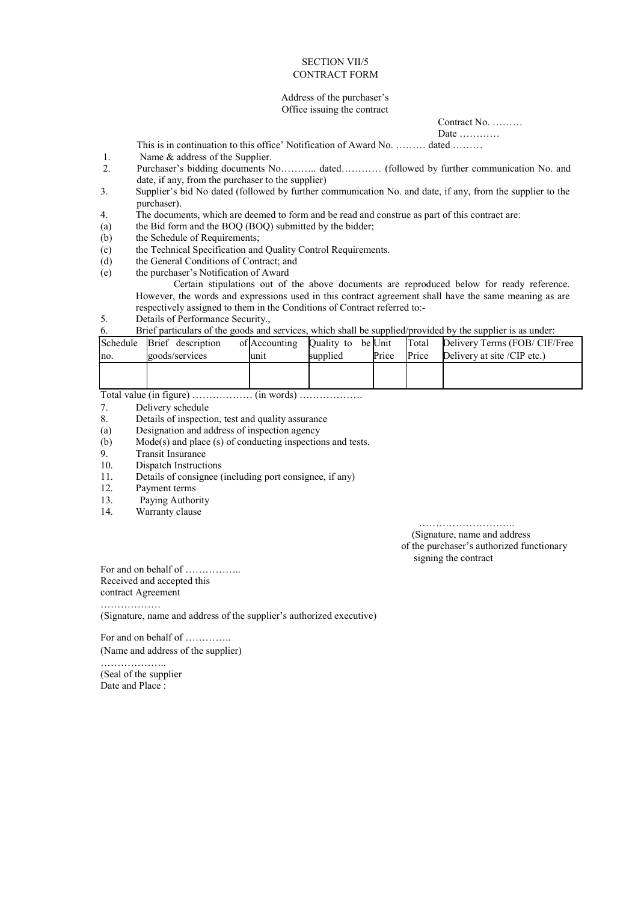SECTION VII/5

CONTRACT FORM

Address of the purchaser's
Office issuing the contract

Contract No. ………
Date …………

This is in continuation to this office' Notification of Award No. ……… dated ………

1. Name & address of the Supplier.
2. Purchaser's bidding documents No……….. dated………… (followed by further communication No. and date, if any, from the purchaser to the supplier)
3. Supplier's bid No dated (followed by further communication No. and date, if any, from the supplier to the purchaser).
4. The documents, which are deemed to form and be read and construe as part of this contract are:
   (a) the Bid form and the BOQ (BOQ) submitted by the bidder;
   (b) the Schedule of Requirements;
   (c) the Technical Specification and Quality Control Requirements.
   (d) the General Conditions of Contract; and
   (e) the purchaser's Notification of Award

   Certain stipulations out of the above documents are reproduced below for ready reference. However, the words and expressions used in this contract agreement shall have the same meaning as are respectively assigned to them in the Conditions of Contract referred to:-
5. Details of Performance Security.,
6. Brief particulars of the goods and services, which shall be supplied/provided by the supplier is as under:

| Schedule no. | Brief description of goods/services | Accounting unit | Quality to be supplied | Unit Price | Total Price | Delivery Terms (FOB/ CIF/Free Delivery at site /CIP etc.) |
|---|---|---|---|---|---|---|
| | | | | | | |

Total value (in figure) ……………… (in words) ……………….

7. Delivery schedule
8. Details of inspection, test and quality assurance
   (a) Designation and address of inspection agency
   (b) Mode(s) and place (s) of conducting inspections and tests.
9. Transit Insurance
10. Dispatch Instructions
11. Details of consignee (including port consignee, if any)
12. Payment terms
13. Paying Authority
14. Warranty clause

………………………..
(Signature, name and address
of the purchaser's authorized functionary
signing the contract

For and on behalf of ……………..
Received and accepted this
contract Agreement
………………
(Signature, name and address of the supplier's authorized executive)

For and on behalf of …………..
(Name and address of the supplier)
………………..
(Seal of the supplier
Date and Place :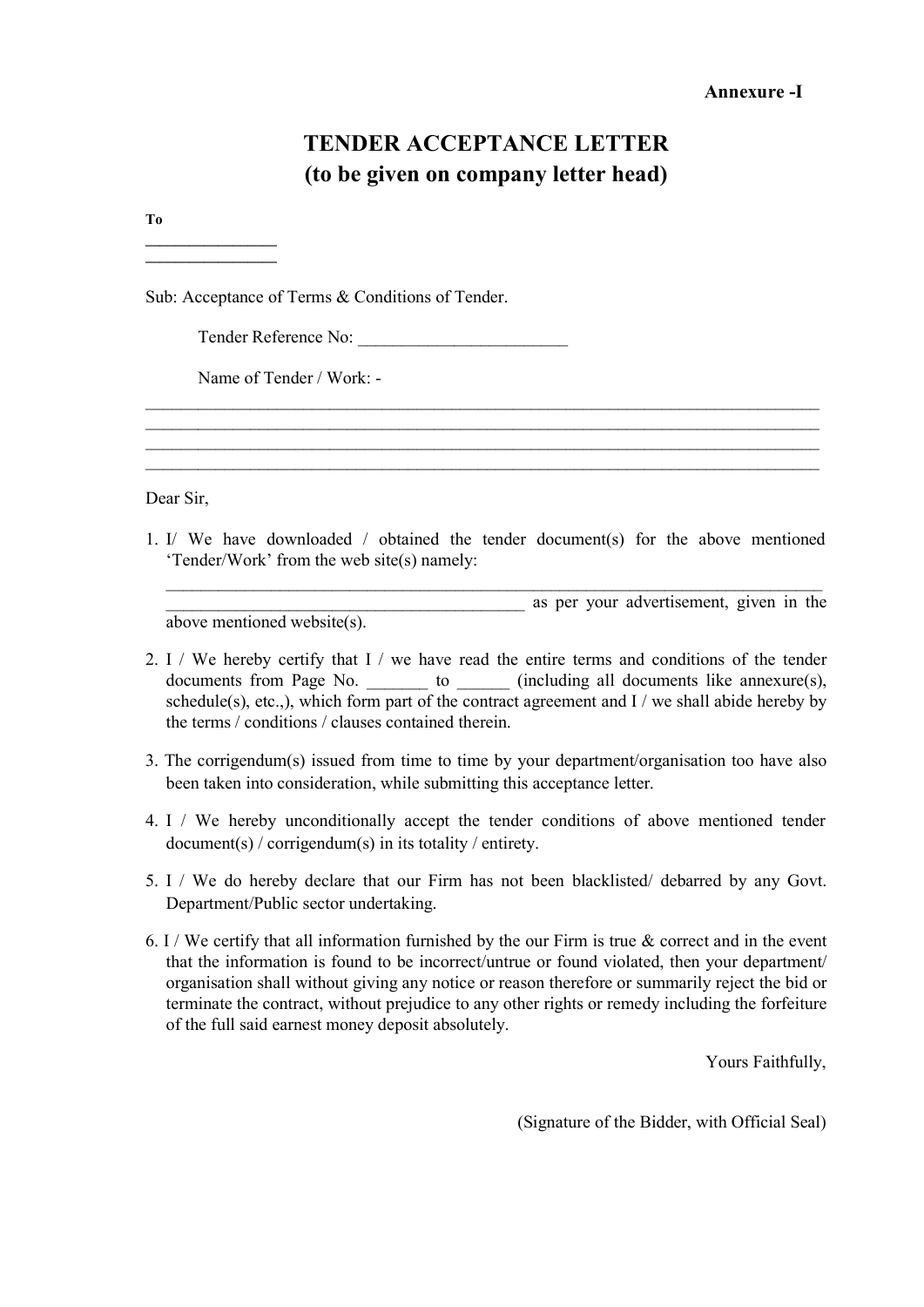**Annexure -I**

# TENDER ACCEPTANCE LETTER
## (to be given on company letter head)

**To**

_______________

_______________

Sub: Acceptance of Terms & Conditions of Tender.

Tender Reference No: ________________________

Name of Tender / Work: -

________________________________________________________________________________

________________________________________________________________________________

________________________________________________________________________________

________________________________________________________________________________

Dear Sir,

1. I/ We have downloaded / obtained the tender document(s) for the above mentioned 'Tender/Work' from the web site(s) namely:
   ________________________________________________________________________________
   ___________________________________________ as per your advertisement, given in the above mentioned website(s).

2. I / We hereby certify that I / we have read the entire terms and conditions of the tender documents from Page No. _______ to ______ (including all documents like annexure(s), schedule(s), etc.,), which form part of the contract agreement and I / we shall abide hereby by the terms / conditions / clauses contained therein.

3. The corrigendum(s) issued from time to time by your department/organisation too have also been taken into consideration, while submitting this acceptance letter.

4. I / We hereby unconditionally accept the tender conditions of above mentioned tender document(s) / corrigendum(s) in its totality / entirety.

5. I / We do hereby declare that our Firm has not been blacklisted/ debarred by any Govt. Department/Public sector undertaking.

6. I / We certify that all information furnished by the our Firm is true & correct and in the event that the information is found to be incorrect/untrue or found violated, then your department/ organisation shall without giving any notice or reason therefore or summarily reject the bid or terminate the contract, without prejudice to any other rights or remedy including the forfeiture of the full said earnest money deposit absolutely.

Yours Faithfully,

(Signature of the Bidder, with Official Seal)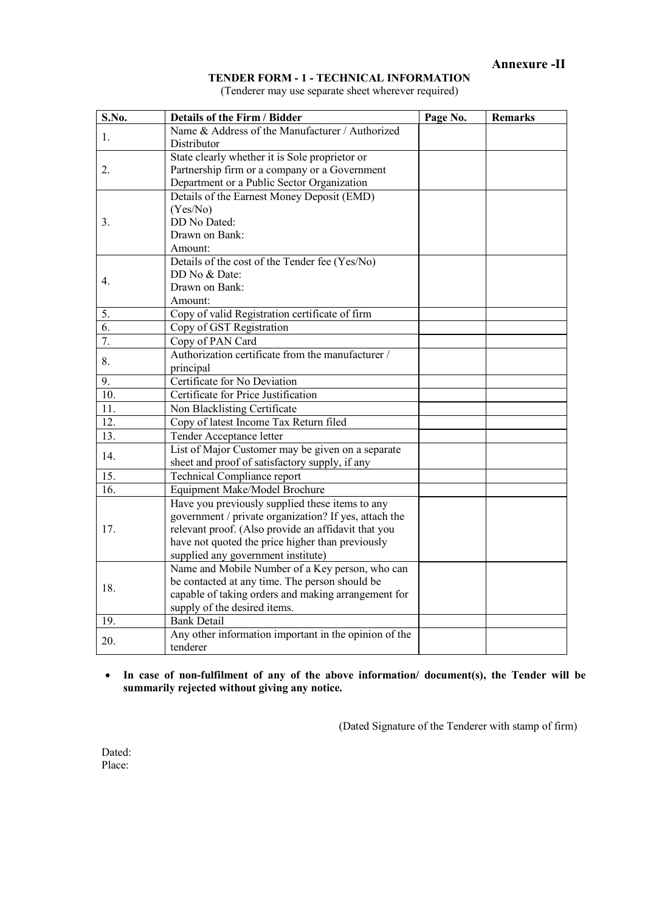**Annexure -II**

## TENDER FORM - 1 - TECHNICAL INFORMATION

(Tenderer may use separate sheet wherever required)

| S.No. | Details of the Firm / Bidder | Page No. | Remarks |
|---|---|---|---|
| 1. | Name & Address of the Manufacturer / Authorized Distributor | | |
| 2. | State clearly whether it is Sole proprietor or Partnership firm or a company or a Government Department or a Public Sector Organization | | |
| 3. | Details of the Earnest Money Deposit (EMD) (Yes/No)<br>DD No Dated:<br>Drawn on Bank:<br>Amount: | | |
| 4. | Details of the cost of the Tender fee (Yes/No)<br>DD No & Date:<br>Drawn on Bank:<br>Amount: | | |
| 5. | Copy of valid Registration certificate of firm | | |
| 6. | Copy of GST Registration | | |
| 7. | Copy of PAN Card | | |
| 8. | Authorization certificate from the manufacturer / principal | | |
| 9. | Certificate for No Deviation | | |
| 10. | Certificate for Price Justification | | |
| 11. | Non Blacklisting Certificate | | |
| 12. | Copy of latest Income Tax Return filed | | |
| 13. | Tender Acceptance letter | | |
| 14. | List of Major Customer may be given on a separate sheet and proof of satisfactory supply, if any | | |
| 15. | Technical Compliance report | | |
| 16. | Equipment Make/Model Brochure | | |
| 17. | Have you previously supplied these items to any government / private organization? If yes, attach the relevant proof. (Also provide an affidavit that you have not quoted the price higher than previously supplied any government institute) | | |
| 18. | Name and Mobile Number of a Key person, who can be contacted at any time. The person should be capable of taking orders and making arrangement for supply of the desired items. | | |
| 19. | Bank Detail | | |
| 20. | Any other information important in the opinion of the tenderer | | |

- **In case of non-fulfilment of any of the above information/ document(s), the Tender will be summarily rejected without giving any notice.**

(Dated Signature of the Tenderer with stamp of firm)

Dated:
Place: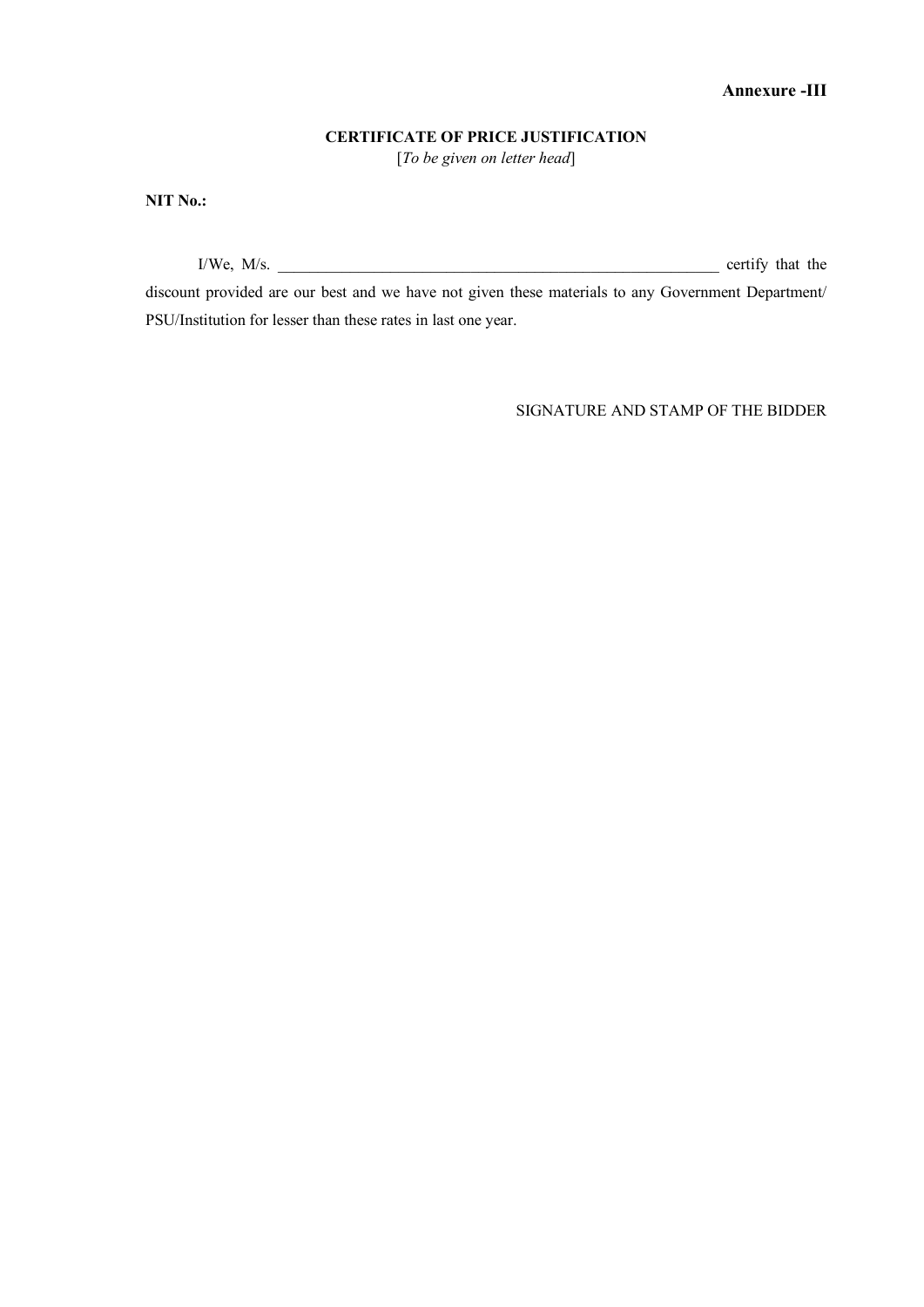**Annexure -III**

**CERTIFICATE OF PRICE JUSTIFICATION**

[*To be given on letter head*]

**NIT No.:**

I/We, M/s. ____________________________________________________________ certify that the discount provided are our best and we have not given these materials to any Government Department/ PSU/Institution for lesser than these rates in last one year.

SIGNATURE AND STAMP OF THE BIDDER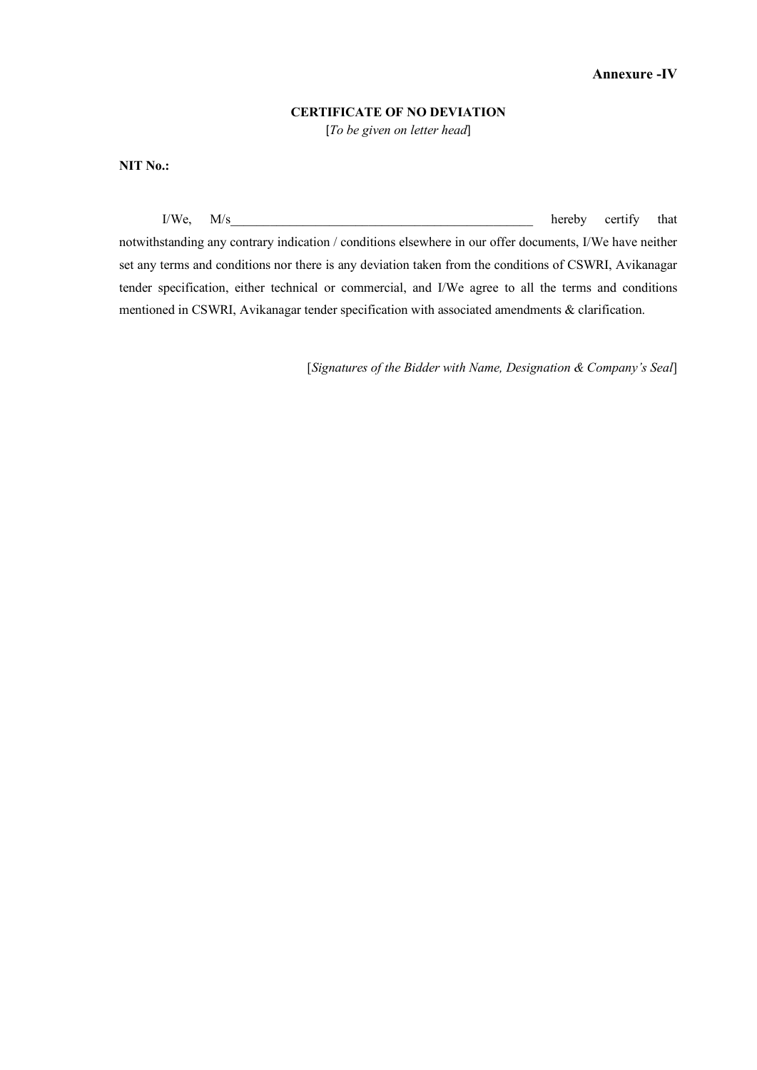**Annexure -IV**

**CERTIFICATE OF NO DEVIATION**

[*To be given on letter head*]

**NIT No.:**

I/We, M/s_______________________________________________ hereby certify that notwithstanding any contrary indication / conditions elsewhere in our offer documents, I/We have neither set any terms and conditions nor there is any deviation taken from the conditions of CSWRI, Avikanagar tender specification, either technical or commercial, and I/We agree to all the terms and conditions mentioned in CSWRI, Avikanagar tender specification with associated amendments & clarification.

[*Signatures of the Bidder with Name, Designation & Company's Seal*]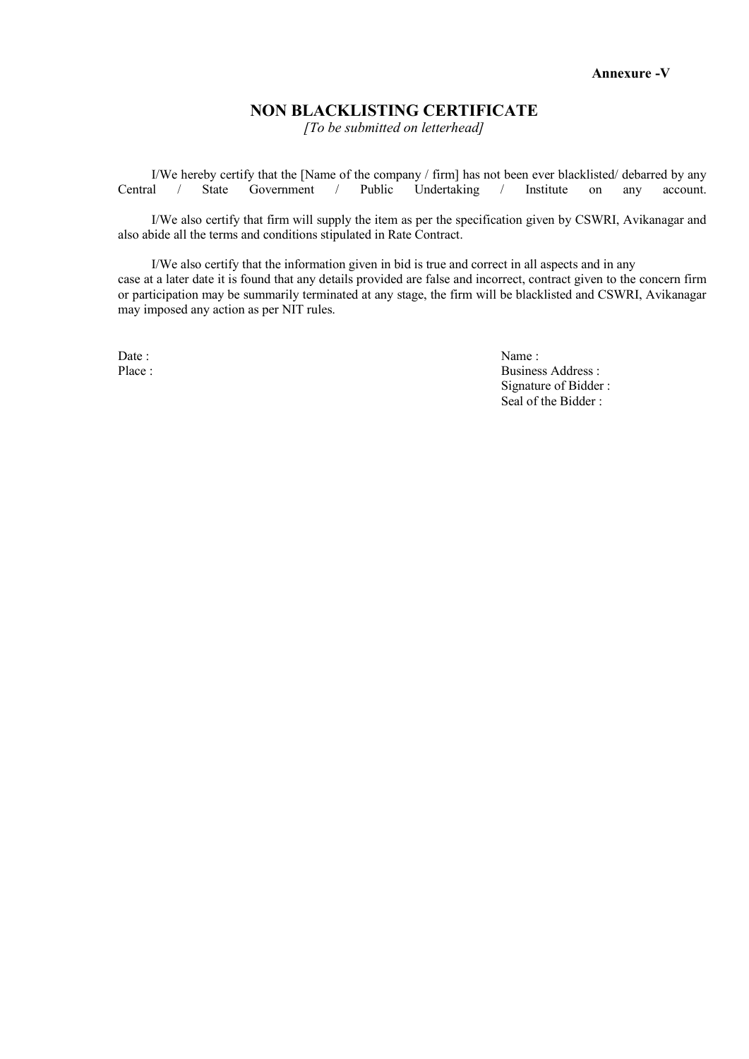**Annexure -V**

## NON BLACKLISTING CERTIFICATE

*[To be submitted on letterhead]*

I/We hereby certify that the [Name of the company / firm] has not been ever blacklisted/ debarred by any Central / State Government / Public Undertaking / Institute on any account.

I/We also certify that firm will supply the item as per the specification given by CSWRI, Avikanagar and also abide all the terms and conditions stipulated in Rate Contract.

I/We also certify that the information given in bid is true and correct in all aspects and in any case at a later date it is found that any details provided are false and incorrect, contract given to the concern firm or participation may be summarily terminated at any stage, the firm will be blacklisted and CSWRI, Avikanagar may imposed any action as per NIT rules.

Date :

Place :

Name :

Business Address :

Signature of Bidder :

Seal of the Bidder :